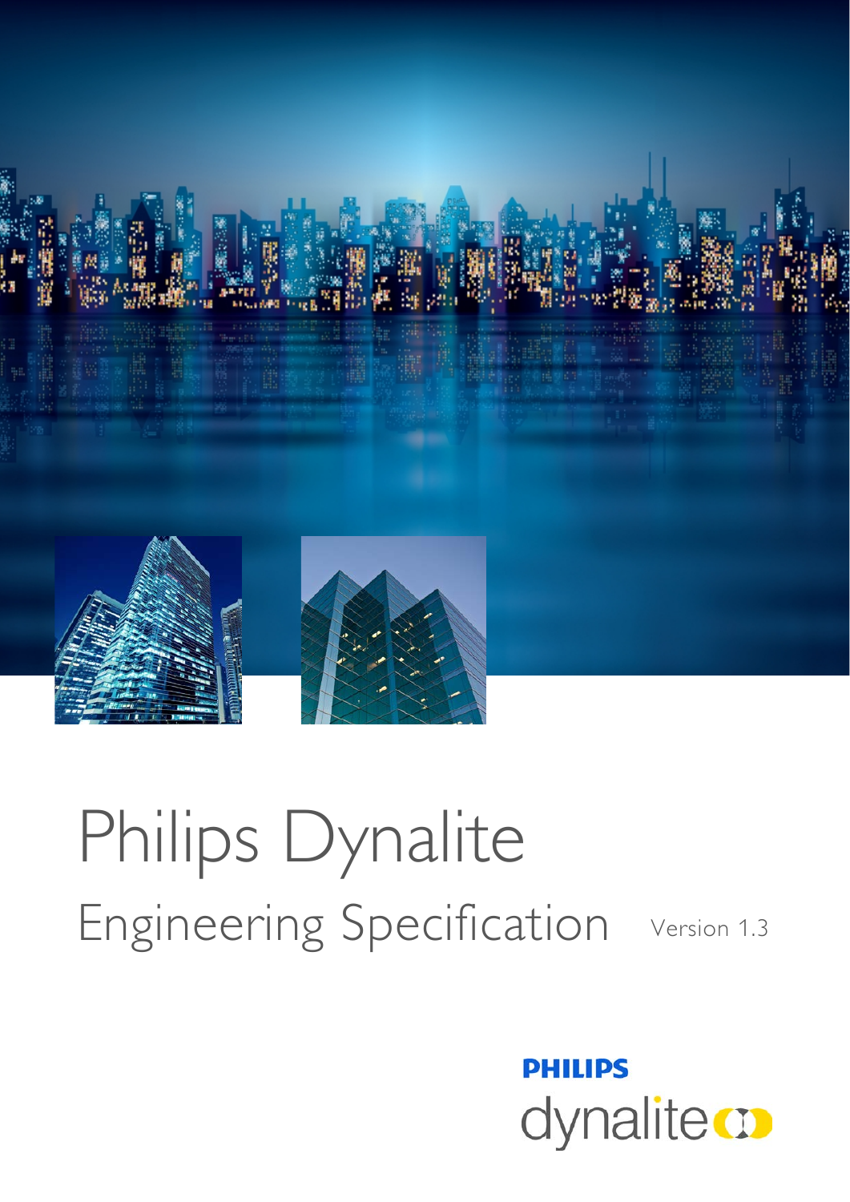# Philips Dynalite

## Engineering Specification

Version 1.3

PHILIPS

dynalite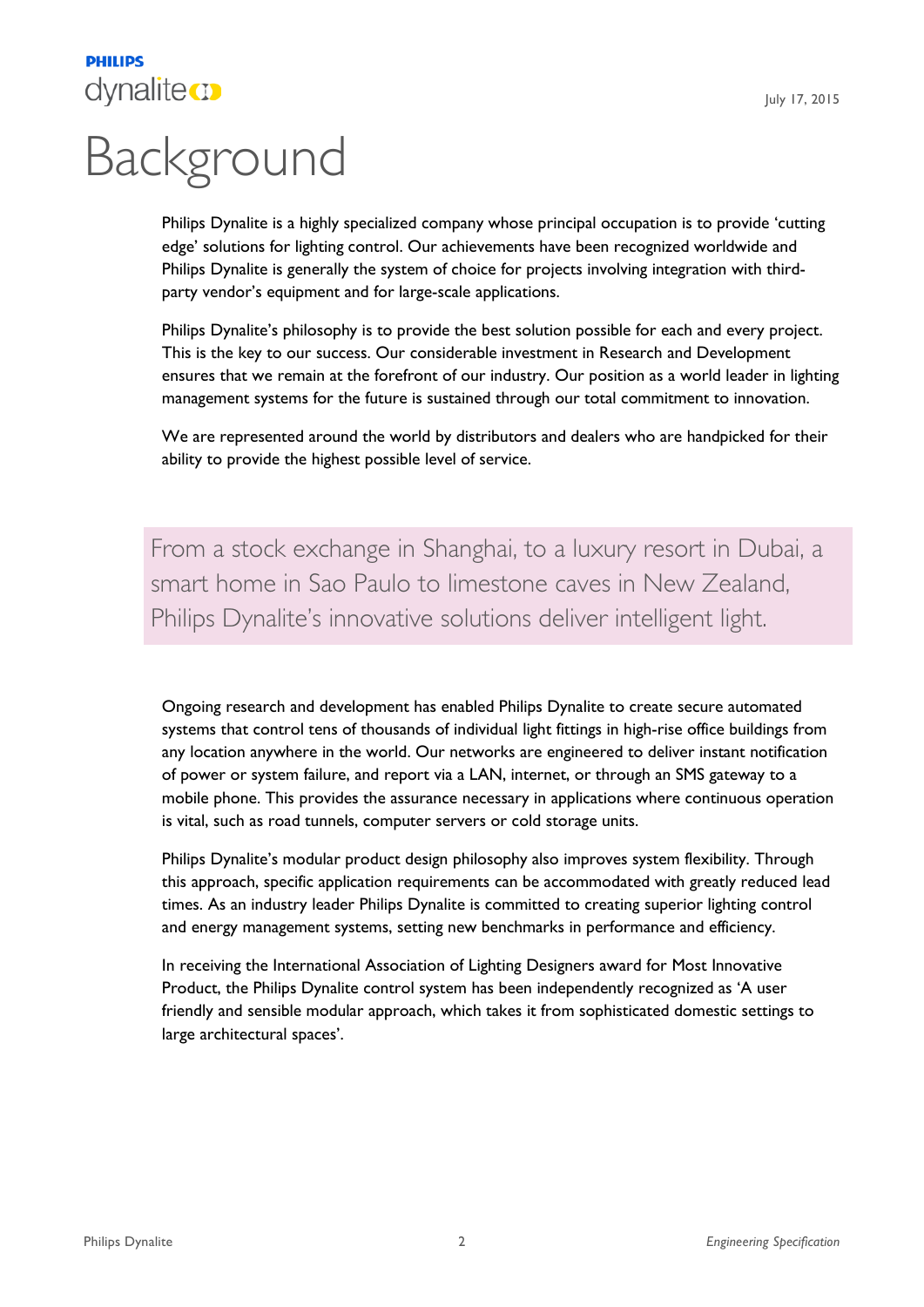# Background

Philips Dynalite is a highly specialized company whose principal occupation is to provide 'cutting edge' solutions for lighting control. Our achievements have been recognized worldwide and Philips Dynalite is generally the system of choice for projects involving integration with third-party vendor's equipment and for large-scale applications.

Philips Dynalite's philosophy is to provide the best solution possible for each and every project. This is the key to our success. Our considerable investment in Research and Development ensures that we remain at the forefront of our industry. Our position as a world leader in lighting management systems for the future is sustained through our total commitment to innovation.

We are represented around the world by distributors and dealers who are handpicked for their ability to provide the highest possible level of service.

> From a stock exchange in Shanghai, to a luxury resort in Dubai, a smart home in Sao Paulo to limestone caves in New Zealand, Philips Dynalite's innovative solutions deliver intelligent light.

Ongoing research and development has enabled Philips Dynalite to create secure automated systems that control tens of thousands of individual light fittings in high-rise office buildings from any location anywhere in the world. Our networks are engineered to deliver instant notification of power or system failure, and report via a LAN, internet, or through an SMS gateway to a mobile phone. This provides the assurance necessary in applications where continuous operation is vital, such as road tunnels, computer servers or cold storage units.

Philips Dynalite's modular product design philosophy also improves system flexibility. Through this approach, specific application requirements can be accommodated with greatly reduced lead times. As an industry leader Philips Dynalite is committed to creating superior lighting control and energy management systems, setting new benchmarks in performance and efficiency.

In receiving the International Association of Lighting Designers award for Most Innovative Product, the Philips Dynalite control system has been independently recognized as 'A user friendly and sensible modular approach, which takes it from sophisticated domestic settings to large architectural spaces'.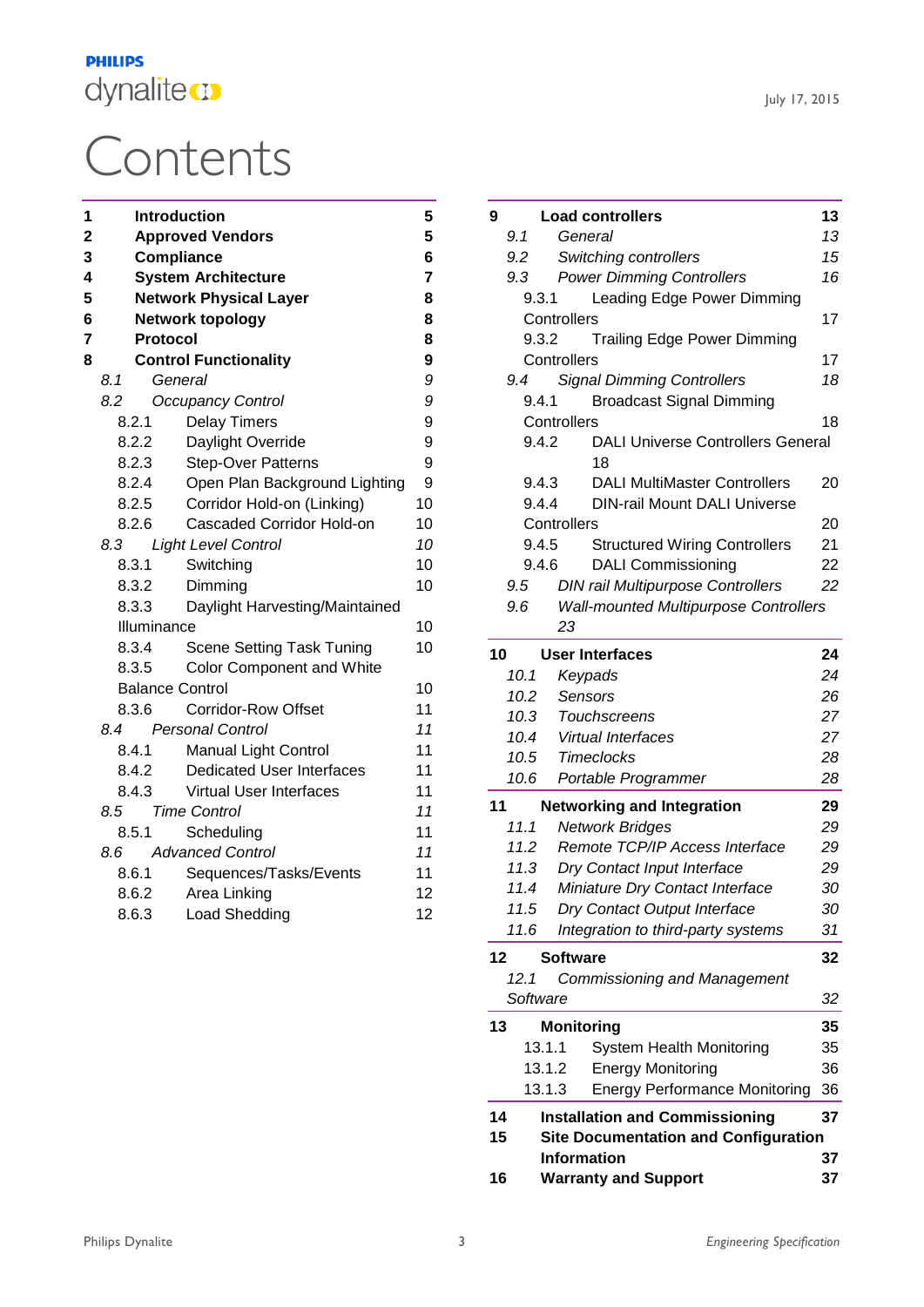# Contents

| | | |
|---|---|---|
| **1** | **Introduction** | **5** |
| **2** | **Approved Vendors** | **5** |
| **3** | **Compliance** | **6** |
| **4** | **System Architecture** | **7** |
| **5** | **Network Physical Layer** | **8** |
| **6** | **Network topology** | **8** |
| **7** | **Protocol** | **8** |
| **8** | **Control Functionality** | **9** |
| *8.1* | *General* | *9* |
| *8.2* | *Occupancy Control* | *9* |
| 8.2.1 | Delay Timers | 9 |
| 8.2.2 | Daylight Override | 9 |
| 8.2.3 | Step-Over Patterns | 9 |
| 8.2.4 | Open Plan Background Lighting | 9 |
| 8.2.5 | Corridor Hold-on (Linking) | 10 |
| 8.2.6 | Cascaded Corridor Hold-on | 10 |
| *8.3* | *Light Level Control* | *10* |
| 8.3.1 | Switching | 10 |
| 8.3.2 | Dimming | 10 |
| 8.3.3 | Daylight Harvesting/Maintained Illuminance | 10 |
| 8.3.4 | Scene Setting Task Tuning | 10 |
| 8.3.5 | Color Component and White Balance Control | 10 |
| 8.3.6 | Corridor-Row Offset | 11 |
| *8.4* | *Personal Control* | *11* |
| 8.4.1 | Manual Light Control | 11 |
| 8.4.2 | Dedicated User Interfaces | 11 |
| 8.4.3 | Virtual User Interfaces | 11 |
| *8.5* | *Time Control* | *11* |
| 8.5.1 | Scheduling | 11 |
| *8.6* | *Advanced Control* | *11* |
| 8.6.1 | Sequences/Tasks/Events | 11 |
| 8.6.2 | Area Linking | 12 |
| 8.6.3 | Load Shedding | 12 |
| **9** | **Load controllers** | **13** |
| *9.1* | *General* | *13* |
| *9.2* | *Switching controllers* | *15* |
| *9.3* | *Power Dimming Controllers* | *16* |
| 9.3.1 | Leading Edge Power Dimming Controllers | 17 |
| 9.3.2 | Trailing Edge Power Dimming Controllers | 17 |
| *9.4* | *Signal Dimming Controllers* | *18* |
| 9.4.1 | Broadcast Signal Dimming Controllers | 18 |
| 9.4.2 | DALI Universe Controllers General | 18 |
| 9.4.3 | DALI MultiMaster Controllers | 20 |
| 9.4.4 | DIN-rail Mount DALI Universe Controllers | 20 |
| 9.4.5 | Structured Wiring Controllers | 21 |
| 9.4.6 | DALI Commissioning | 22 |
| *9.5* | *DIN rail Multipurpose Controllers* | *22* |
| *9.6* | *Wall-mounted Multipurpose Controllers* | *23* |
| **10** | **User Interfaces** | **24** |
| *10.1* | *Keypads* | *24* |
| *10.2* | *Sensors* | *26* |
| *10.3* | *Touchscreens* | *27* |
| *10.4* | *Virtual Interfaces* | *27* |
| *10.5* | *Timeclocks* | *28* |
| *10.6* | *Portable Programmer* | *28* |
| **11** | **Networking and Integration** | **29** |
| *11.1* | *Network Bridges* | *29* |
| *11.2* | *Remote TCP/IP Access Interface* | *29* |
| *11.3* | *Dry Contact Input Interface* | *29* |
| *11.4* | *Miniature Dry Contact Interface* | *30* |
| *11.5* | *Dry Contact Output Interface* | *30* |
| *11.6* | *Integration to third-party systems* | *31* |
| **12** | **Software** | **32** |
| *12.1* | *Commissioning and Management Software* | *32* |
| **13** | **Monitoring** | **35** |
| 13.1.1 | System Health Monitoring | 35 |
| 13.1.2 | Energy Monitoring | 36 |
| 13.1.3 | Energy Performance Monitoring | 36 |
| **14** | **Installation and Commissioning** | **37** |
| **15** | **Site Documentation and Configuration Information** | **37** |
| **16** | **Warranty and Support** | **37** |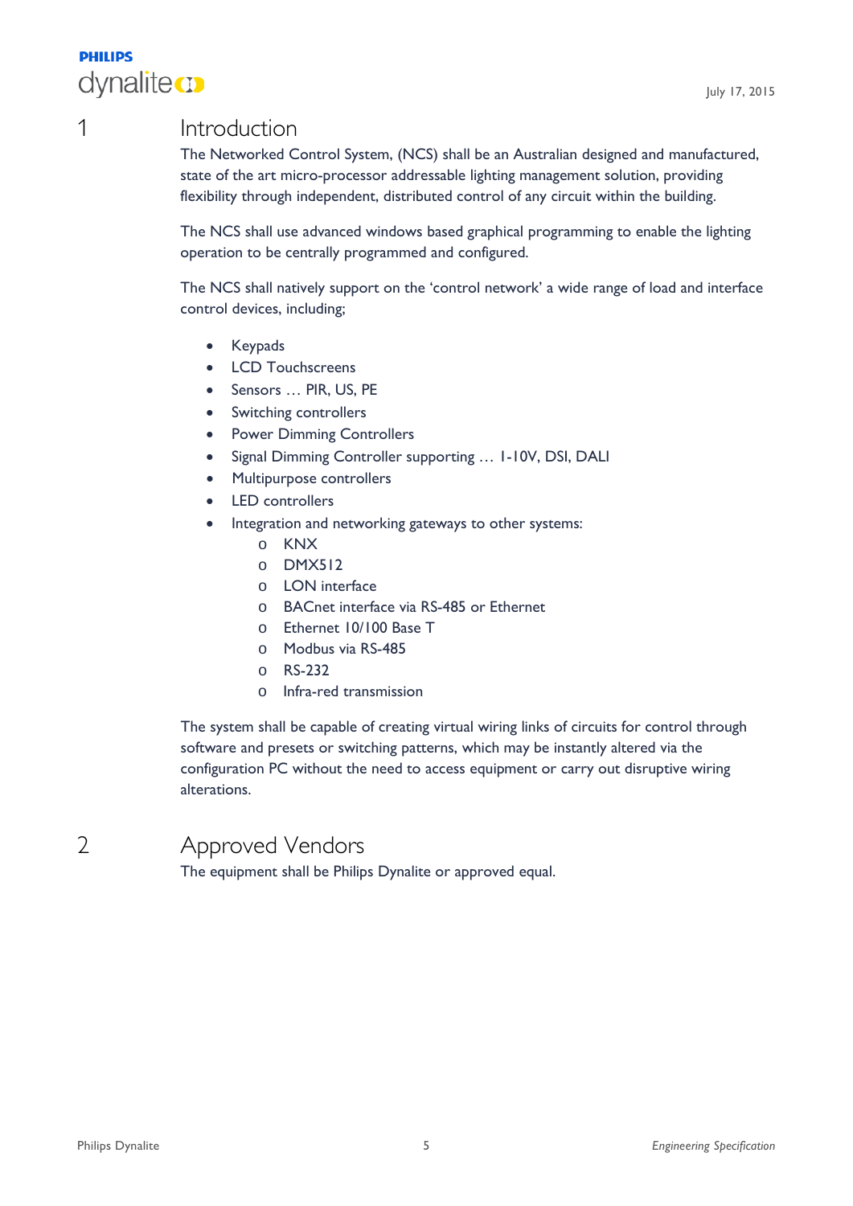# 1 Introduction

The Networked Control System, (NCS) shall be an Australian designed and manufactured, state of the art micro-processor addressable lighting management solution, providing flexibility through independent, distributed control of any circuit within the building.

The NCS shall use advanced windows based graphical programming to enable the lighting operation to be centrally programmed and configured.

The NCS shall natively support on the 'control network' a wide range of load and interface control devices, including;

- Keypads
- LCD Touchscreens
- Sensors … PIR, US, PE
- Switching controllers
- Power Dimming Controllers
- Signal Dimming Controller supporting … 1-10V, DSI, DALI
- Multipurpose controllers
- LED controllers
- Integration and networking gateways to other systems:
  - KNX
  - DMX512
  - LON interface
  - BACnet interface via RS-485 or Ethernet
  - Ethernet 10/100 Base T
  - Modbus via RS-485
  - RS-232
  - Infra-red transmission

The system shall be capable of creating virtual wiring links of circuits for control through software and presets or switching patterns, which may be instantly altered via the configuration PC without the need to access equipment or carry out disruptive wiring alterations.

# 2 Approved Vendors

The equipment shall be Philips Dynalite or approved equal.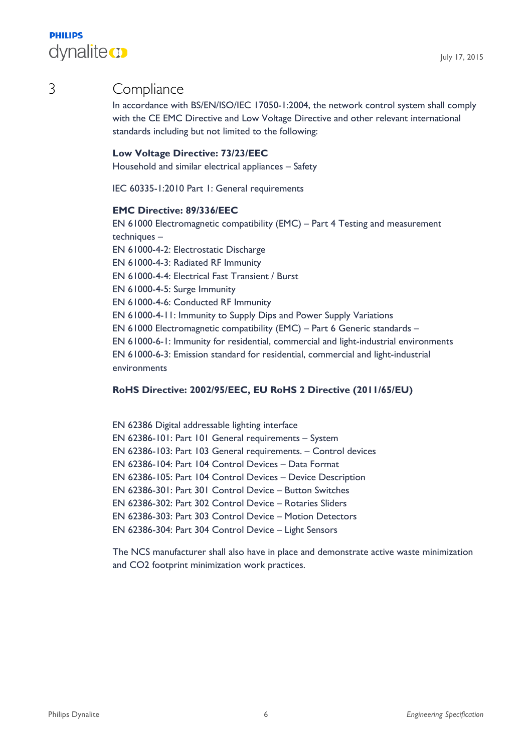# 3 Compliance

In accordance with BS/EN/ISO/IEC 17050-1:2004, the network control system shall comply with the CE EMC Directive and Low Voltage Directive and other relevant international standards including but not limited to the following:

**Low Voltage Directive: 73/23/EEC**
Household and similar electrical appliances – Safety

IEC 60335-1:2010 Part 1: General requirements

**EMC Directive: 89/336/EEC**
EN 61000 Electromagnetic compatibility (EMC) – Part 4 Testing and measurement techniques –
EN 61000-4-2: Electrostatic Discharge
EN 61000-4-3: Radiated RF Immunity
EN 61000-4-4: Electrical Fast Transient / Burst
EN 61000-4-5: Surge Immunity
EN 61000-4-6: Conducted RF Immunity
EN 61000-4-11: Immunity to Supply Dips and Power Supply Variations
EN 61000 Electromagnetic compatibility (EMC) – Part 6 Generic standards –
EN 61000-6-1: Immunity for residential, commercial and light-industrial environments
EN 61000-6-3: Emission standard for residential, commercial and light-industrial environments

**RoHS Directive: 2002/95/EEC, EU RoHS 2 Directive (2011/65/EU)**

EN 62386 Digital addressable lighting interface
EN 62386-101: Part 101 General requirements – System
EN 62386-103: Part 103 General requirements. – Control devices
EN 62386-104: Part 104 Control Devices – Data Format
EN 62386-105: Part 104 Control Devices – Device Description
EN 62386-301: Part 301 Control Device – Button Switches
EN 62386-302: Part 302 Control Device – Rotaries Sliders
EN 62386-303: Part 303 Control Device – Motion Detectors
EN 62386-304: Part 304 Control Device – Light Sensors

The NCS manufacturer shall also have in place and demonstrate active waste minimization and $CO_2$ footprint minimization work practices.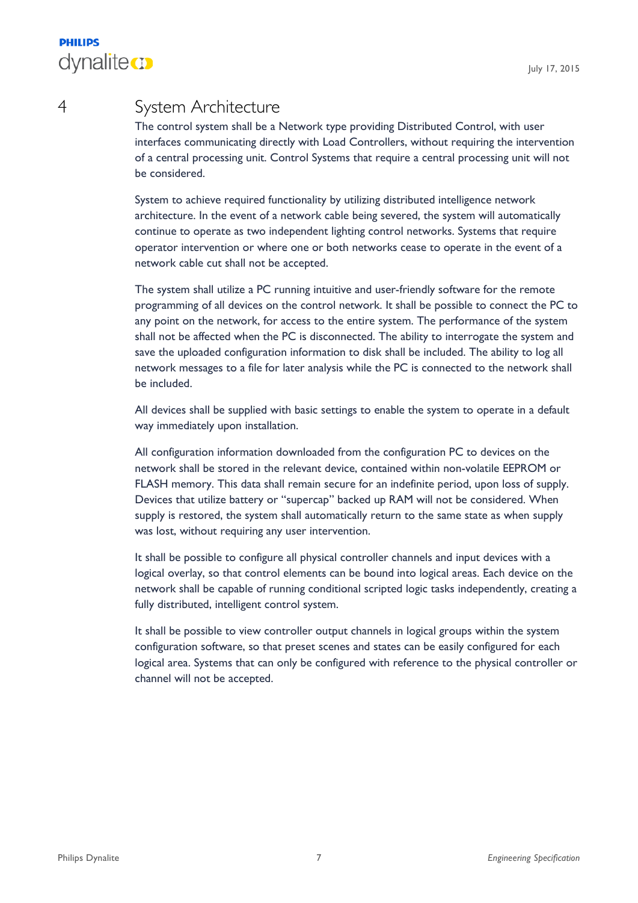# 4 System Architecture

The control system shall be a Network type providing Distributed Control, with user interfaces communicating directly with Load Controllers, without requiring the intervention of a central processing unit. Control Systems that require a central processing unit will not be considered.

System to achieve required functionality by utilizing distributed intelligence network architecture. In the event of a network cable being severed, the system will automatically continue to operate as two independent lighting control networks. Systems that require operator intervention or where one or both networks cease to operate in the event of a network cable cut shall not be accepted.

The system shall utilize a PC running intuitive and user-friendly software for the remote programming of all devices on the control network. It shall be possible to connect the PC to any point on the network, for access to the entire system. The performance of the system shall not be affected when the PC is disconnected. The ability to interrogate the system and save the uploaded configuration information to disk shall be included. The ability to log all network messages to a file for later analysis while the PC is connected to the network shall be included.

All devices shall be supplied with basic settings to enable the system to operate in a default way immediately upon installation.

All configuration information downloaded from the configuration PC to devices on the network shall be stored in the relevant device, contained within non-volatile EEPROM or FLASH memory. This data shall remain secure for an indefinite period, upon loss of supply. Devices that utilize battery or “supercap” backed up RAM will not be considered. When supply is restored, the system shall automatically return to the same state as when supply was lost, without requiring any user intervention.

It shall be possible to configure all physical controller channels and input devices with a logical overlay, so that control elements can be bound into logical areas. Each device on the network shall be capable of running conditional scripted logic tasks independently, creating a fully distributed, intelligent control system.

It shall be possible to view controller output channels in logical groups within the system configuration software, so that preset scenes and states can be easily configured for each logical area. Systems that can only be configured with reference to the physical controller or channel will not be accepted.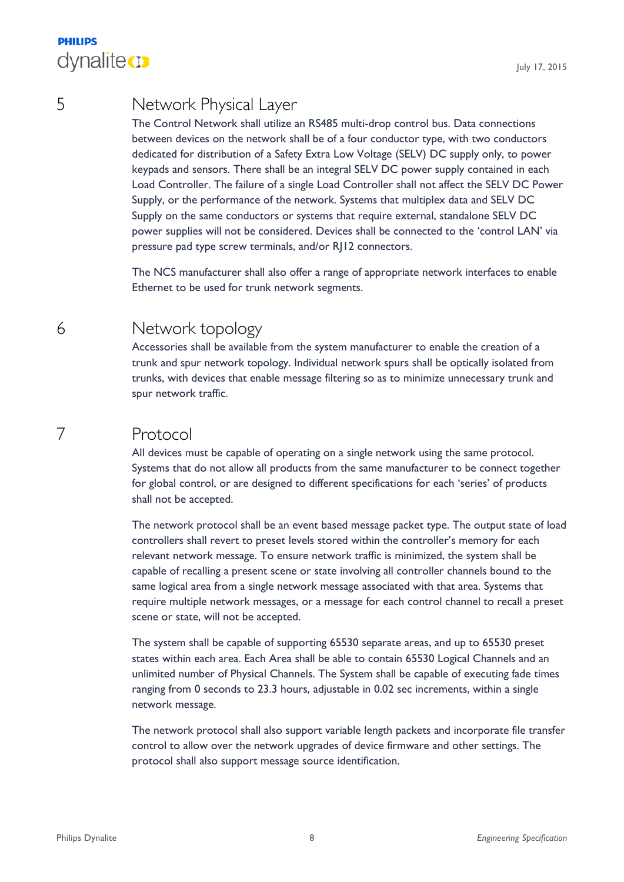## 5 Network Physical Layer

The Control Network shall utilize an RS485 multi-drop control bus. Data connections between devices on the network shall be of a four conductor type, with two conductors dedicated for distribution of a Safety Extra Low Voltage (SELV) DC supply only, to power keypads and sensors. There shall be an integral SELV DC power supply contained in each Load Controller. The failure of a single Load Controller shall not affect the SELV DC Power Supply, or the performance of the network. Systems that multiplex data and SELV DC Supply on the same conductors or systems that require external, standalone SELV DC power supplies will not be considered. Devices shall be connected to the 'control LAN' via pressure pad type screw terminals, and/or RJ12 connectors.

The NCS manufacturer shall also offer a range of appropriate network interfaces to enable Ethernet to be used for trunk network segments.

## 6 Network topology

Accessories shall be available from the system manufacturer to enable the creation of a trunk and spur network topology. Individual network spurs shall be optically isolated from trunks, with devices that enable message filtering so as to minimize unnecessary trunk and spur network traffic.

## 7 Protocol

All devices must be capable of operating on a single network using the same protocol. Systems that do not allow all products from the same manufacturer to be connect together for global control, or are designed to different specifications for each 'series' of products shall not be accepted.

The network protocol shall be an event based message packet type. The output state of load controllers shall revert to preset levels stored within the controller's memory for each relevant network message. To ensure network traffic is minimized, the system shall be capable of recalling a present scene or state involving all controller channels bound to the same logical area from a single network message associated with that area. Systems that require multiple network messages, or a message for each control channel to recall a preset scene or state, will not be accepted.

The system shall be capable of supporting 65530 separate areas, and up to 65530 preset states within each area. Each Area shall be able to contain 65530 Logical Channels and an unlimited number of Physical Channels. The System shall be capable of executing fade times ranging from 0 seconds to 23.3 hours, adjustable in 0.02 sec increments, within a single network message.

The network protocol shall also support variable length packets and incorporate file transfer control to allow over the network upgrades of device firmware and other settings. The protocol shall also support message source identification.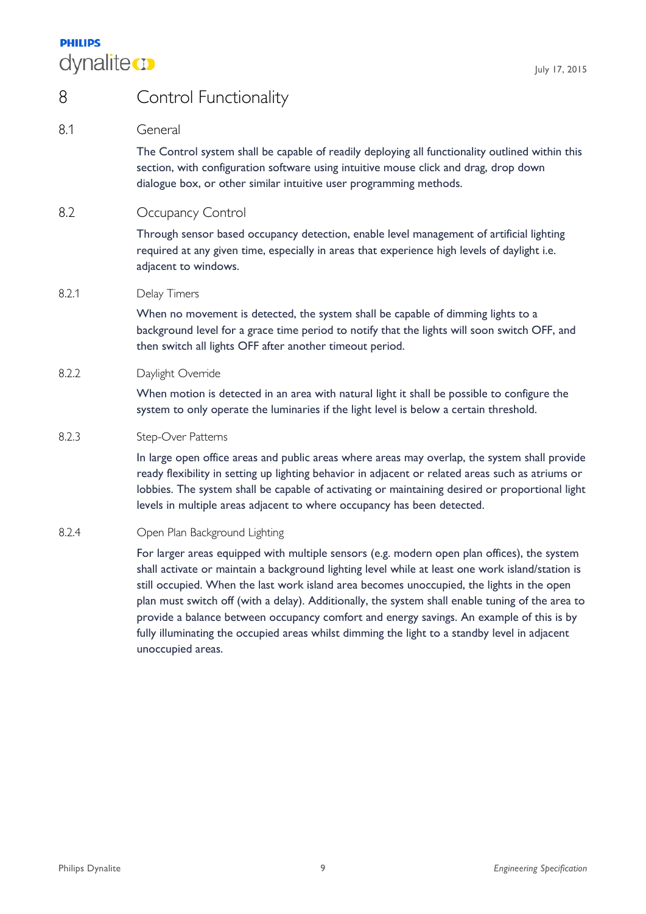# 8 Control Functionality

## 8.1 General

The Control system shall be capable of readily deploying all functionality outlined within this section, with configuration software using intuitive mouse click and drag, drop down dialogue box, or other similar intuitive user programming methods.

## 8.2 Occupancy Control

Through sensor based occupancy detection, enable level management of artificial lighting required at any given time, especially in areas that experience high levels of daylight i.e. adjacent to windows.

### 8.2.1 Delay Timers

When no movement is detected, the system shall be capable of dimming lights to a background level for a grace time period to notify that the lights will soon switch OFF, and then switch all lights OFF after another timeout period.

### 8.2.2 Daylight Override

When motion is detected in an area with natural light it shall be possible to configure the system to only operate the luminaries if the light level is below a certain threshold.

### 8.2.3 Step-Over Patterns

In large open office areas and public areas where areas may overlap, the system shall provide ready flexibility in setting up lighting behavior in adjacent or related areas such as atriums or lobbies. The system shall be capable of activating or maintaining desired or proportional light levels in multiple areas adjacent to where occupancy has been detected.

### 8.2.4 Open Plan Background Lighting

For larger areas equipped with multiple sensors (e.g. modern open plan offices), the system shall activate or maintain a background lighting level while at least one work island/station is still occupied. When the last work island area becomes unoccupied, the lights in the open plan must switch off (with a delay). Additionally, the system shall enable tuning of the area to provide a balance between occupancy comfort and energy savings. An example of this is by fully illuminating the occupied areas whilst dimming the light to a standby level in adjacent unoccupied areas.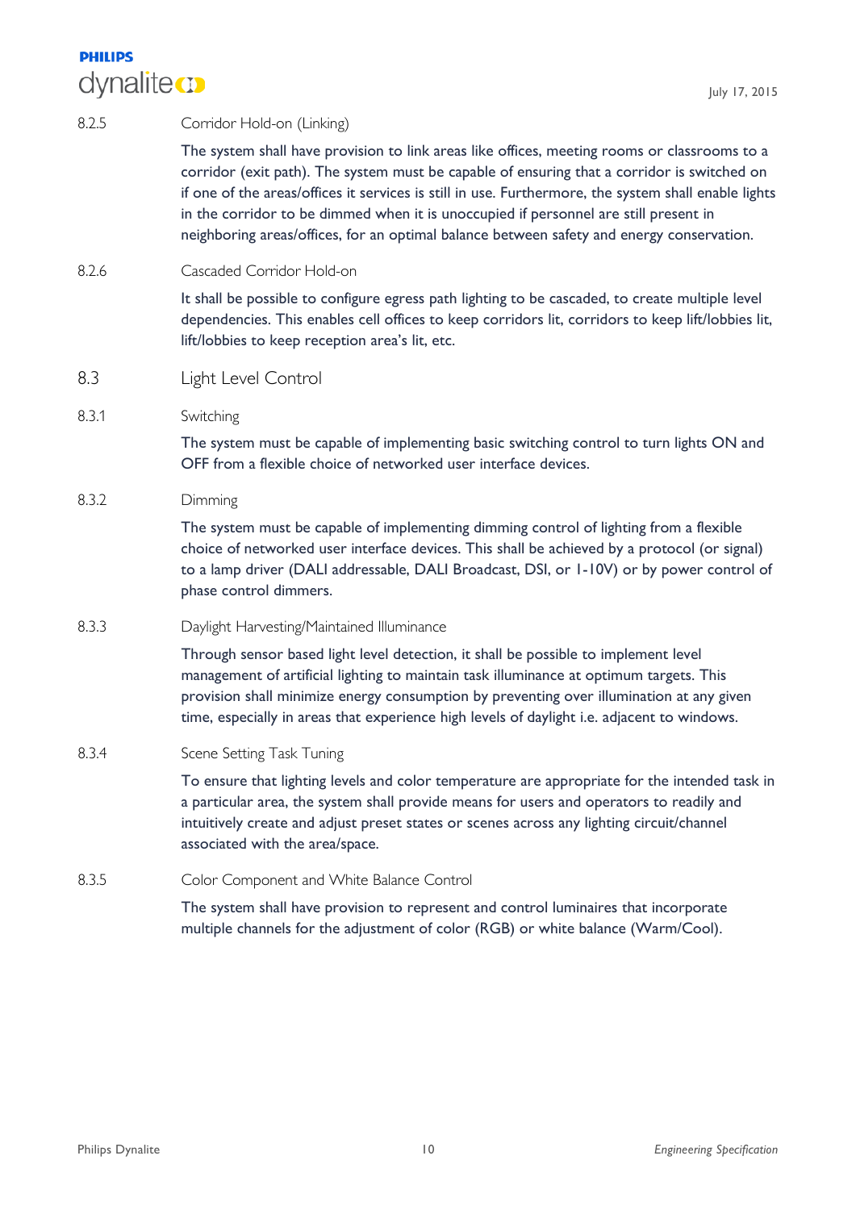#### 8.2.5 Corridor Hold-on (Linking)

The system shall have provision to link areas like offices, meeting rooms or classrooms to a corridor (exit path). The system must be capable of ensuring that a corridor is switched on if one of the areas/offices it services is still in use. Furthermore, the system shall enable lights in the corridor to be dimmed when it is unoccupied if personnel are still present in neighboring areas/offices, for an optimal balance between safety and energy conservation.

#### 8.2.6 Cascaded Corridor Hold-on

It shall be possible to configure egress path lighting to be cascaded, to create multiple level dependencies. This enables cell offices to keep corridors lit, corridors to keep lift/lobbies lit, lift/lobbies to keep reception area's lit, etc.

### 8.3 Light Level Control

#### 8.3.1 Switching

The system must be capable of implementing basic switching control to turn lights ON and OFF from a flexible choice of networked user interface devices.

#### 8.3.2 Dimming

The system must be capable of implementing dimming control of lighting from a flexible choice of networked user interface devices. This shall be achieved by a protocol (or signal) to a lamp driver (DALI addressable, DALI Broadcast, DSI, or 1-10V) or by power control of phase control dimmers.

#### 8.3.3 Daylight Harvesting/Maintained Illuminance

Through sensor based light level detection, it shall be possible to implement level management of artificial lighting to maintain task illuminance at optimum targets. This provision shall minimize energy consumption by preventing over illumination at any given time, especially in areas that experience high levels of daylight i.e. adjacent to windows.

#### 8.3.4 Scene Setting Task Tuning

To ensure that lighting levels and color temperature are appropriate for the intended task in a particular area, the system shall provide means for users and operators to readily and intuitively create and adjust preset states or scenes across any lighting circuit/channel associated with the area/space.

#### 8.3.5 Color Component and White Balance Control

The system shall have provision to represent and control luminaires that incorporate multiple channels for the adjustment of color (RGB) or white balance (Warm/Cool).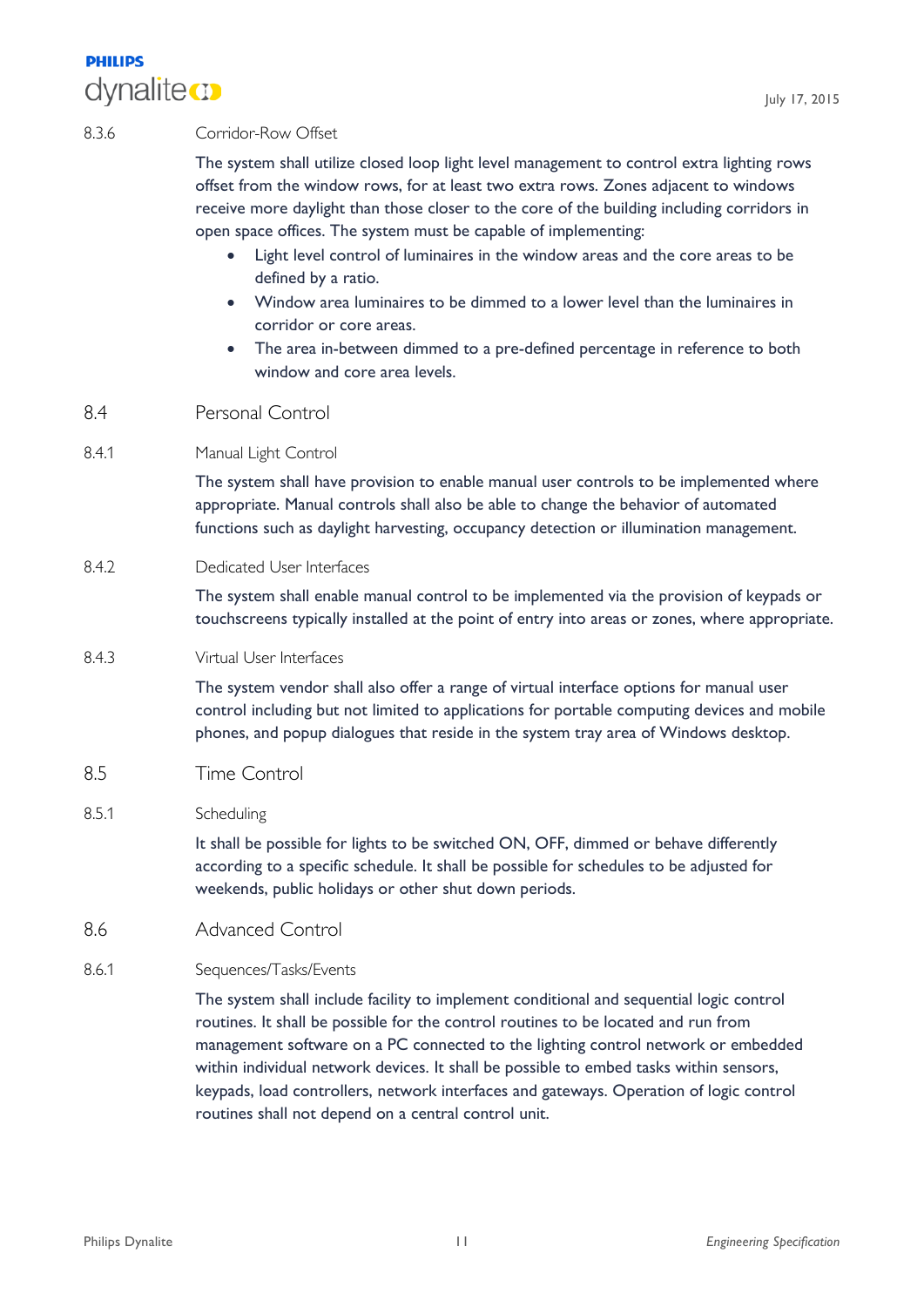#### 8.3.6 Corridor-Row Offset

The system shall utilize closed loop light level management to control extra lighting rows offset from the window rows, for at least two extra rows. Zones adjacent to windows receive more daylight than those closer to the core of the building including corridors in open space offices. The system must be capable of implementing:

- Light level control of luminaires in the window areas and the core areas to be defined by a ratio.
- Window area luminaires to be dimmed to a lower level than the luminaires in corridor or core areas.
- The area in-between dimmed to a pre-defined percentage in reference to both window and core area levels.

### 8.4 Personal Control

#### 8.4.1 Manual Light Control

The system shall have provision to enable manual user controls to be implemented where appropriate. Manual controls shall also be able to change the behavior of automated functions such as daylight harvesting, occupancy detection or illumination management.

#### 8.4.2 Dedicated User Interfaces

The system shall enable manual control to be implemented via the provision of keypads or touchscreens typically installed at the point of entry into areas or zones, where appropriate.

#### 8.4.3 Virtual User Interfaces

The system vendor shall also offer a range of virtual interface options for manual user control including but not limited to applications for portable computing devices and mobile phones, and popup dialogues that reside in the system tray area of Windows desktop.

### 8.5 Time Control

#### 8.5.1 Scheduling

It shall be possible for lights to be switched ON, OFF, dimmed or behave differently according to a specific schedule. It shall be possible for schedules to be adjusted for weekends, public holidays or other shut down periods.

### 8.6 Advanced Control

#### 8.6.1 Sequences/Tasks/Events

The system shall include facility to implement conditional and sequential logic control routines. It shall be possible for the control routines to be located and run from management software on a PC connected to the lighting control network or embedded within individual network devices. It shall be possible to embed tasks within sensors, keypads, load controllers, network interfaces and gateways. Operation of logic control routines shall not depend on a central control unit.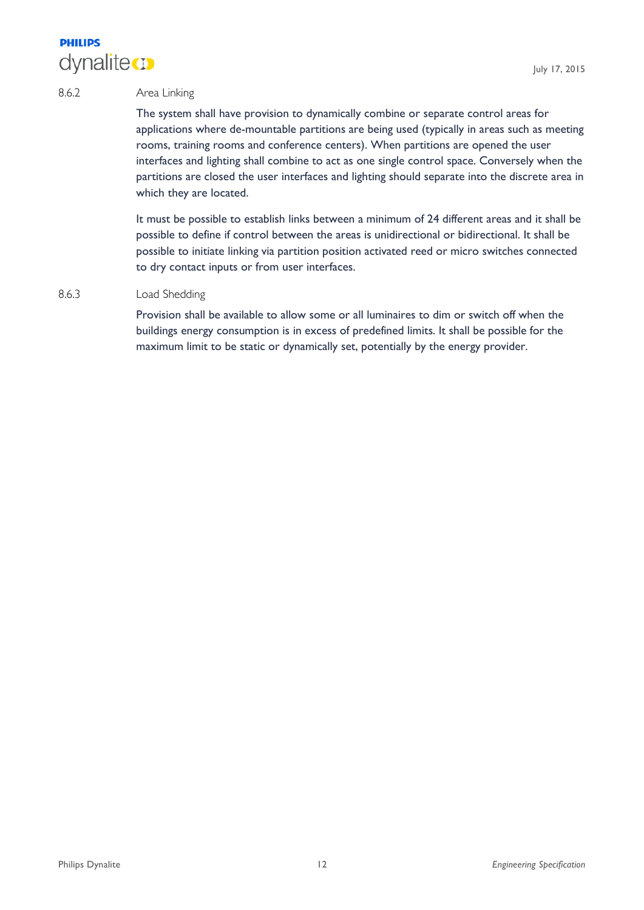### 8.6.2 Area Linking

The system shall have provision to dynamically combine or separate control areas for applications where de-mountable partitions are being used (typically in areas such as meeting rooms, training rooms and conference centers). When partitions are opened the user interfaces and lighting shall combine to act as one single control space. Conversely when the partitions are closed the user interfaces and lighting should separate into the discrete area in which they are located.

It must be possible to establish links between a minimum of 24 different areas and it shall be possible to define if control between the areas is unidirectional or bidirectional. It shall be possible to initiate linking via partition position activated reed or micro switches connected to dry contact inputs or from user interfaces.

### 8.6.3 Load Shedding

Provision shall be available to allow some or all luminaires to dim or switch off when the buildings energy consumption is in excess of predefined limits. It shall be possible for the maximum limit to be static or dynamically set, potentially by the energy provider.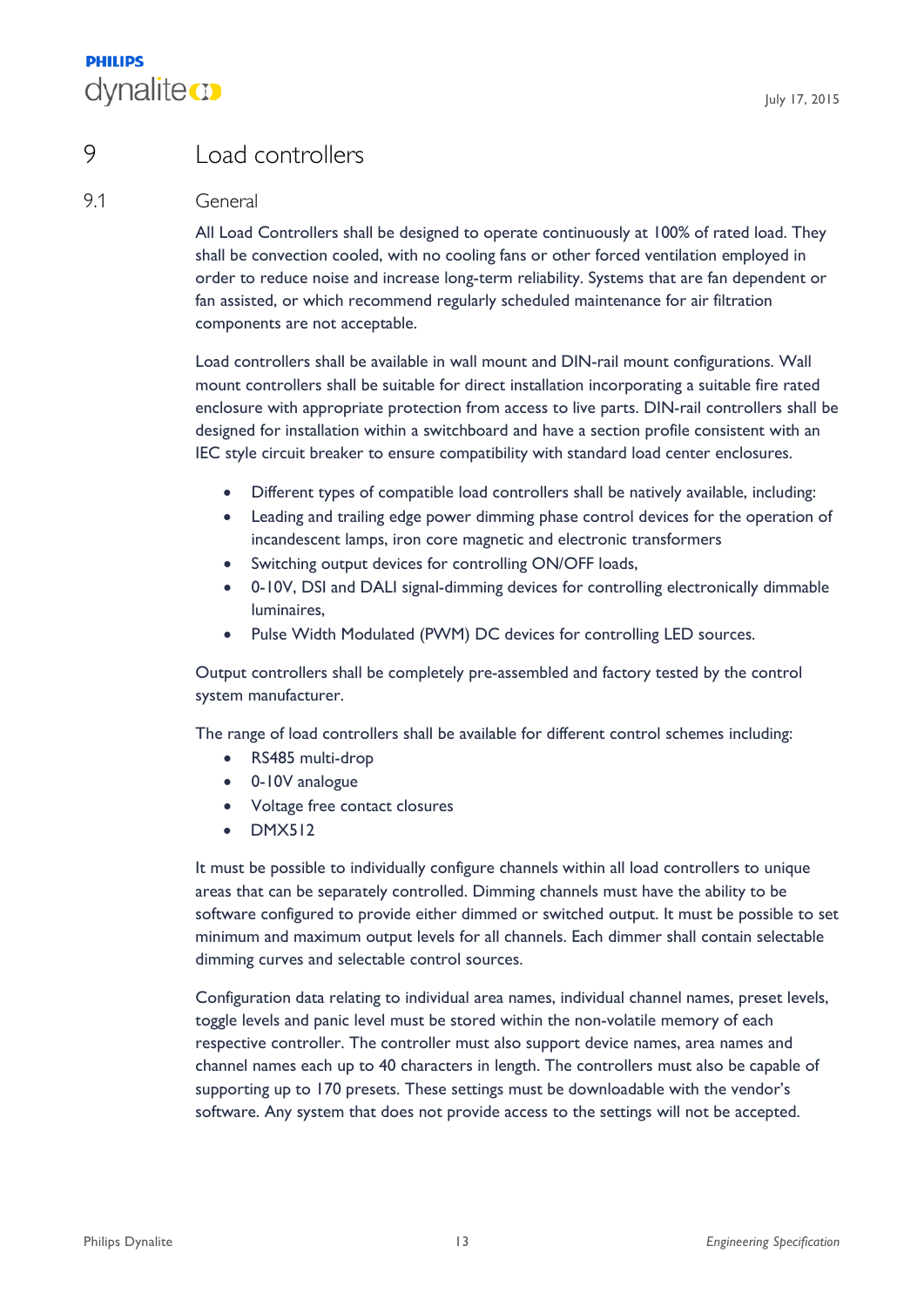# 9 Load controllers

## 9.1 General

All Load Controllers shall be designed to operate continuously at 100% of rated load. They shall be convection cooled, with no cooling fans or other forced ventilation employed in order to reduce noise and increase long-term reliability. Systems that are fan dependent or fan assisted, or which recommend regularly scheduled maintenance for air filtration components are not acceptable.

Load controllers shall be available in wall mount and DIN-rail mount configurations. Wall mount controllers shall be suitable for direct installation incorporating a suitable fire rated enclosure with appropriate protection from access to live parts. DIN-rail controllers shall be designed for installation within a switchboard and have a section profile consistent with an IEC style circuit breaker to ensure compatibility with standard load center enclosures.

- Different types of compatible load controllers shall be natively available, including:
- Leading and trailing edge power dimming phase control devices for the operation of incandescent lamps, iron core magnetic and electronic transformers
- Switching output devices for controlling ON/OFF loads,
- 0-10V, DSI and DALI signal-dimming devices for controlling electronically dimmable luminaires,
- Pulse Width Modulated (PWM) DC devices for controlling LED sources.

Output controllers shall be completely pre-assembled and factory tested by the control system manufacturer.

The range of load controllers shall be available for different control schemes including:

- RS485 multi-drop
- 0-10V analogue
- Voltage free contact closures
- DMX512

It must be possible to individually configure channels within all load controllers to unique areas that can be separately controlled. Dimming channels must have the ability to be software configured to provide either dimmed or switched output. It must be possible to set minimum and maximum output levels for all channels. Each dimmer shall contain selectable dimming curves and selectable control sources.

Configuration data relating to individual area names, individual channel names, preset levels, toggle levels and panic level must be stored within the non-volatile memory of each respective controller. The controller must also support device names, area names and channel names each up to 40 characters in length. The controllers must also be capable of supporting up to 170 presets. These settings must be downloadable with the vendor's software. Any system that does not provide access to the settings will not be accepted.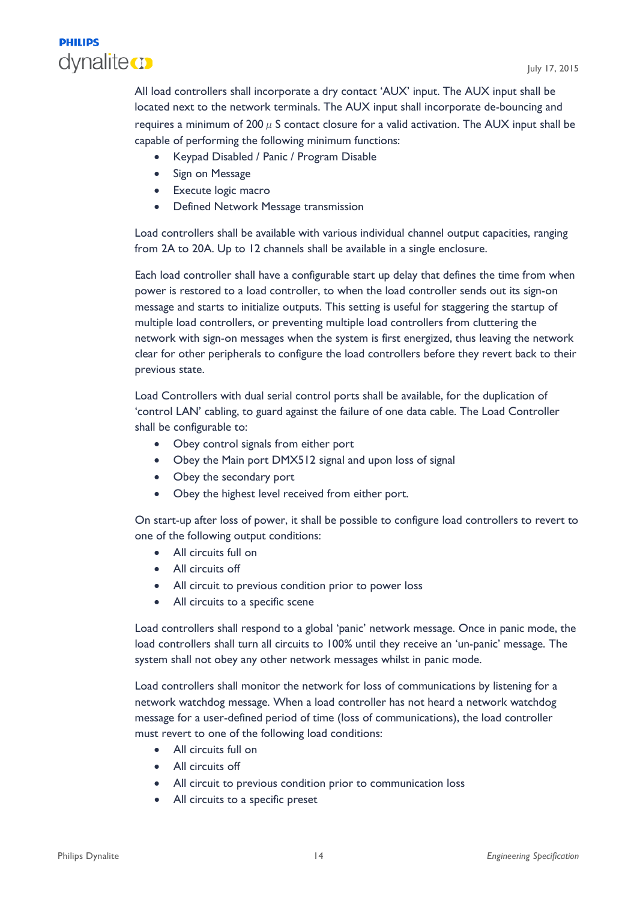All load controllers shall incorporate a dry contact 'AUX' input. The AUX input shall be located next to the network terminals. The AUX input shall incorporate de-bouncing and requires a minimum of 200 $\mu$ S contact closure for a valid activation. The AUX input shall be capable of performing the following minimum functions:

- Keypad Disabled / Panic / Program Disable
- Sign on Message
- Execute logic macro
- Defined Network Message transmission

Load controllers shall be available with various individual channel output capacities, ranging from 2A to 20A. Up to 12 channels shall be available in a single enclosure.

Each load controller shall have a configurable start up delay that defines the time from when power is restored to a load controller, to when the load controller sends out its sign-on message and starts to initialize outputs. This setting is useful for staggering the startup of multiple load controllers, or preventing multiple load controllers from cluttering the network with sign-on messages when the system is first energized, thus leaving the network clear for other peripherals to configure the load controllers before they revert back to their previous state.

Load Controllers with dual serial control ports shall be available, for the duplication of 'control LAN' cabling, to guard against the failure of one data cable. The Load Controller shall be configurable to:

- Obey control signals from either port
- Obey the Main port DMX512 signal and upon loss of signal
- Obey the secondary port
- Obey the highest level received from either port.

On start-up after loss of power, it shall be possible to configure load controllers to revert to one of the following output conditions:

- All circuits full on
- All circuits off
- All circuit to previous condition prior to power loss
- All circuits to a specific scene

Load controllers shall respond to a global 'panic' network message. Once in panic mode, the load controllers shall turn all circuits to 100% until they receive an 'un-panic' message. The system shall not obey any other network messages whilst in panic mode.

Load controllers shall monitor the network for loss of communications by listening for a network watchdog message. When a load controller has not heard a network watchdog message for a user-defined period of time (loss of communications), the load controller must revert to one of the following load conditions:

- All circuits full on
- All circuits off
- All circuit to previous condition prior to communication loss
- All circuits to a specific preset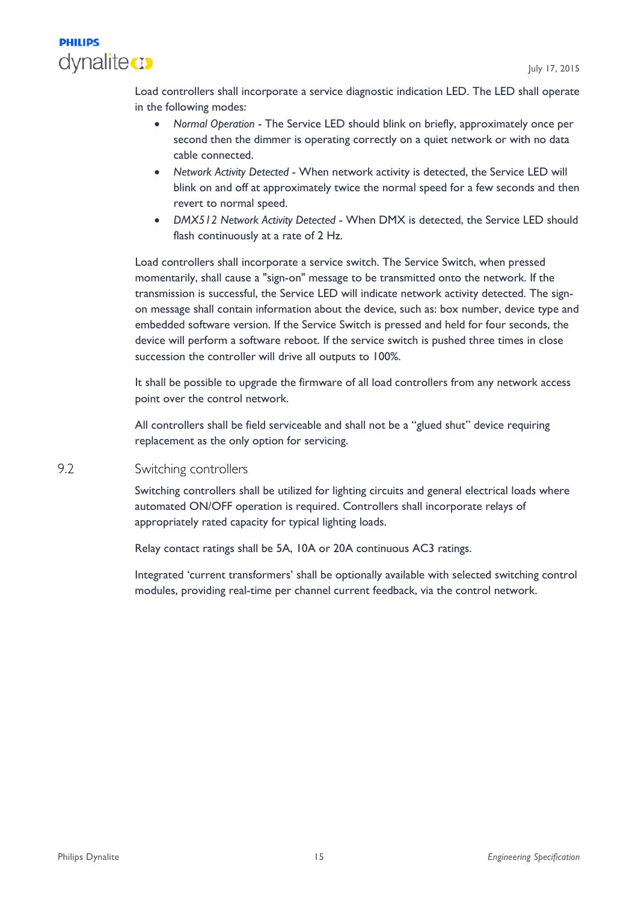Load controllers shall incorporate a service diagnostic indication LED. The LED shall operate in the following modes:

- *Normal Operation* - The Service LED should blink on briefly, approximately once per second then the dimmer is operating correctly on a quiet network or with no data cable connected.
- *Network Activity Detected* - When network activity is detected, the Service LED will blink on and off at approximately twice the normal speed for a few seconds and then revert to normal speed.
- *DMX512 Network Activity Detected* - When DMX is detected, the Service LED should flash continuously at a rate of 2 Hz.

Load controllers shall incorporate a service switch. The Service Switch, when pressed momentarily, shall cause a "sign-on" message to be transmitted onto the network. If the transmission is successful, the Service LED will indicate network activity detected. The sign-on message shall contain information about the device, such as: box number, device type and embedded software version. If the Service Switch is pressed and held for four seconds, the device will perform a software reboot. If the service switch is pushed three times in close succession the controller will drive all outputs to 100%.

It shall be possible to upgrade the firmware of all load controllers from any network access point over the control network.

All controllers shall be field serviceable and shall not be a "glued shut" device requiring replacement as the only option for servicing.

## 9.2 Switching controllers

Switching controllers shall be utilized for lighting circuits and general electrical loads where automated ON/OFF operation is required. Controllers shall incorporate relays of appropriately rated capacity for typical lighting loads.

Relay contact ratings shall be 5A, 10A or 20A continuous AC3 ratings.

Integrated 'current transformers' shall be optionally available with selected switching control modules, providing real-time per channel current feedback, via the control network.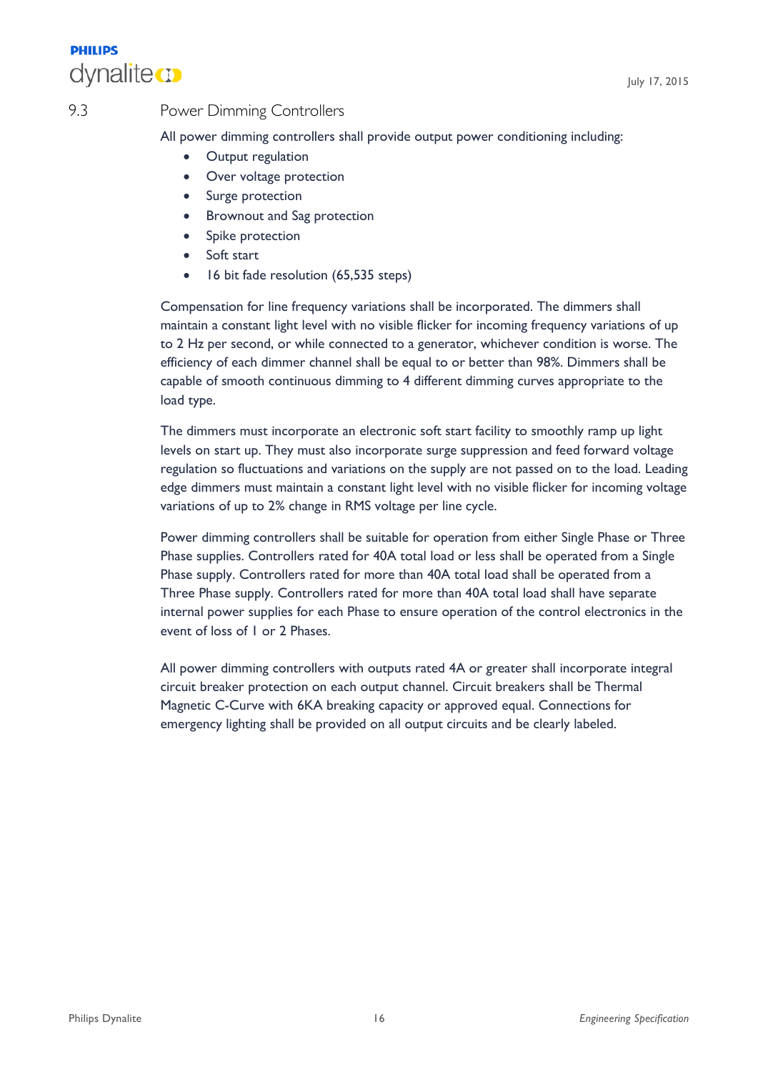## 9.3 Power Dimming Controllers

All power dimming controllers shall provide output power conditioning including:

- Output regulation
- Over voltage protection
- Surge protection
- Brownout and Sag protection
- Spike protection
- Soft start
- 16 bit fade resolution (65,535 steps)

Compensation for line frequency variations shall be incorporated. The dimmers shall maintain a constant light level with no visible flicker for incoming frequency variations of up to 2 Hz per second, or while connected to a generator, whichever condition is worse. The efficiency of each dimmer channel shall be equal to or better than 98%. Dimmers shall be capable of smooth continuous dimming to 4 different dimming curves appropriate to the load type.

The dimmers must incorporate an electronic soft start facility to smoothly ramp up light levels on start up. They must also incorporate surge suppression and feed forward voltage regulation so fluctuations and variations on the supply are not passed on to the load. Leading edge dimmers must maintain a constant light level with no visible flicker for incoming voltage variations of up to 2% change in RMS voltage per line cycle.

Power dimming controllers shall be suitable for operation from either Single Phase or Three Phase supplies. Controllers rated for 40A total load or less shall be operated from a Single Phase supply. Controllers rated for more than 40A total load shall be operated from a Three Phase supply. Controllers rated for more than 40A total load shall have separate internal power supplies for each Phase to ensure operation of the control electronics in the event of loss of 1 or 2 Phases.

All power dimming controllers with outputs rated 4A or greater shall incorporate integral circuit breaker protection on each output channel. Circuit breakers shall be Thermal Magnetic C-Curve with 6KA breaking capacity or approved equal. Connections for emergency lighting shall be provided on all output circuits and be clearly labeled.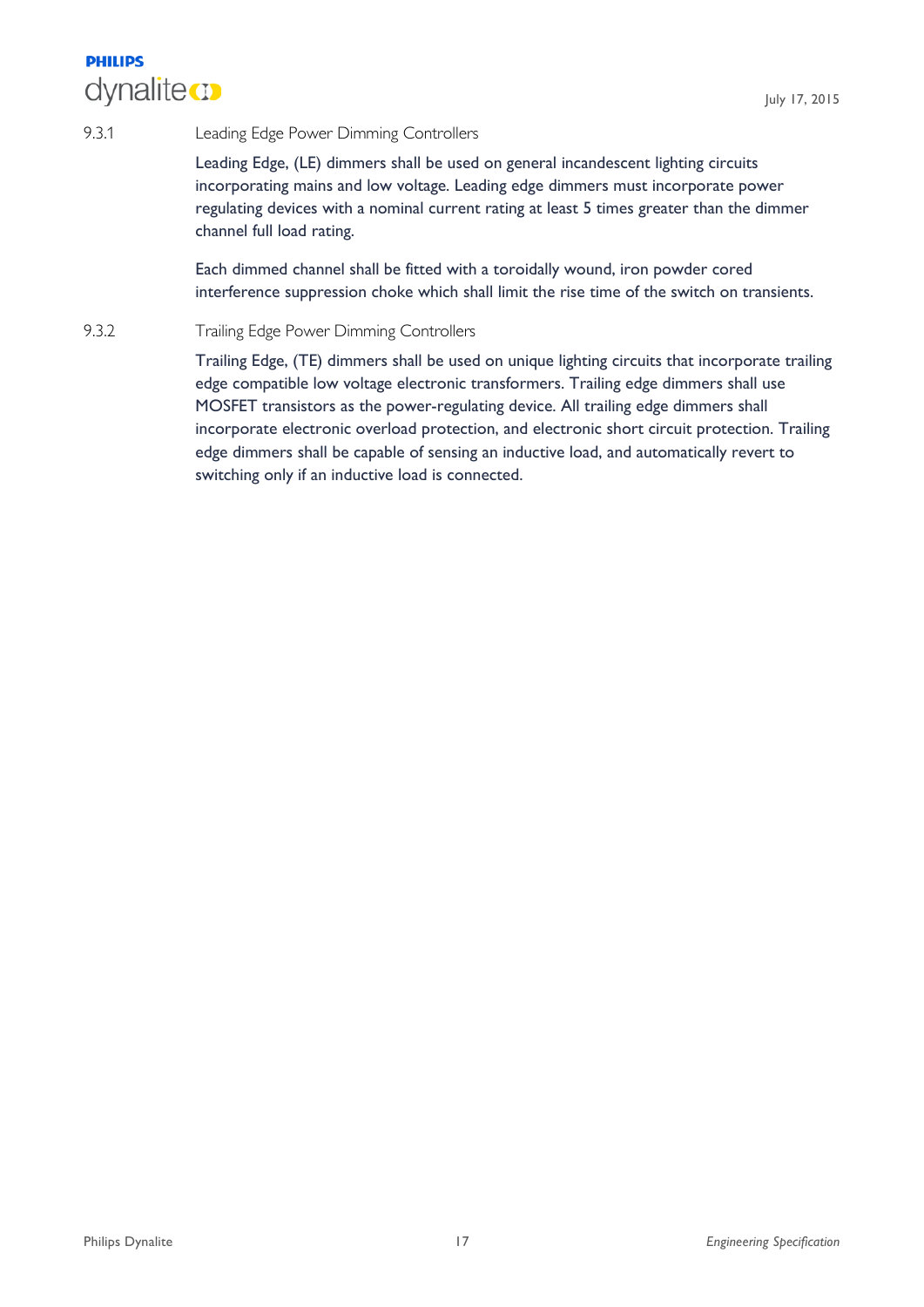### 9.3.1 Leading Edge Power Dimming Controllers

Leading Edge, (LE) dimmers shall be used on general incandescent lighting circuits incorporating mains and low voltage. Leading edge dimmers must incorporate power regulating devices with a nominal current rating at least 5 times greater than the dimmer channel full load rating.

Each dimmed channel shall be fitted with a toroidally wound, iron powder cored interference suppression choke which shall limit the rise time of the switch on transients.

### 9.3.2 Trailing Edge Power Dimming Controllers

Trailing Edge, (TE) dimmers shall be used on unique lighting circuits that incorporate trailing edge compatible low voltage electronic transformers. Trailing edge dimmers shall use MOSFET transistors as the power-regulating device. All trailing edge dimmers shall incorporate electronic overload protection, and electronic short circuit protection. Trailing edge dimmers shall be capable of sensing an inductive load, and automatically revert to switching only if an inductive load is connected.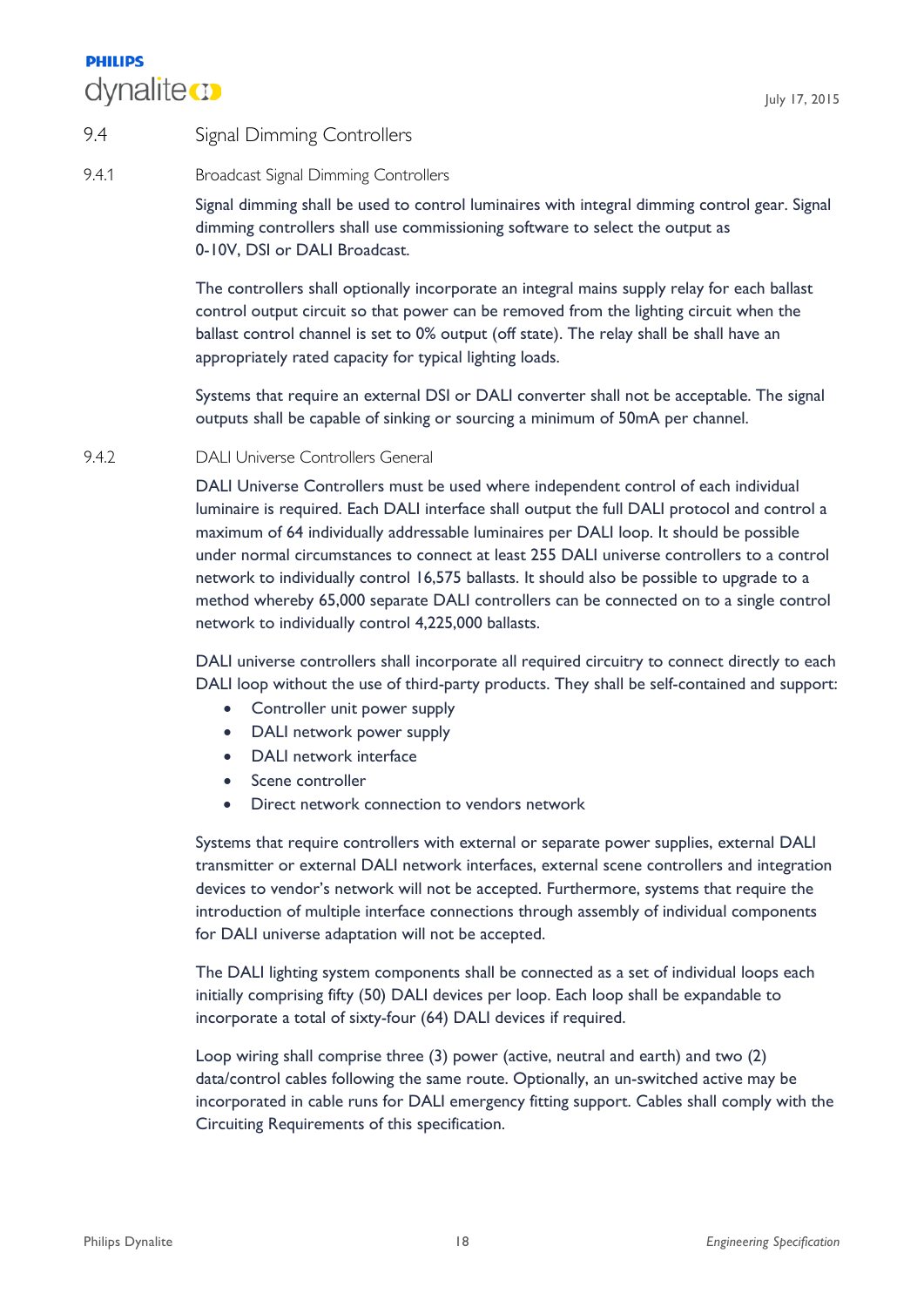## 9.4 Signal Dimming Controllers

### 9.4.1 Broadcast Signal Dimming Controllers

Signal dimming shall be used to control luminaires with integral dimming control gear. Signal dimming controllers shall use commissioning software to select the output as 0-10V, DSI or DALI Broadcast.

The controllers shall optionally incorporate an integral mains supply relay for each ballast control output circuit so that power can be removed from the lighting circuit when the ballast control channel is set to 0% output (off state). The relay shall be shall have an appropriately rated capacity for typical lighting loads.

Systems that require an external DSI or DALI converter shall not be acceptable. The signal outputs shall be capable of sinking or sourcing a minimum of 50mA per channel.

### 9.4.2 DALI Universe Controllers General

DALI Universe Controllers must be used where independent control of each individual luminaire is required. Each DALI interface shall output the full DALI protocol and control a maximum of 64 individually addressable luminaires per DALI loop. It should be possible under normal circumstances to connect at least 255 DALI universe controllers to a control network to individually control 16,575 ballasts. It should also be possible to upgrade to a method whereby 65,000 separate DALI controllers can be connected on to a single control network to individually control 4,225,000 ballasts.

DALI universe controllers shall incorporate all required circuitry to connect directly to each DALI loop without the use of third-party products. They shall be self-contained and support:

- Controller unit power supply
- DALI network power supply
- DALI network interface
- Scene controller
- Direct network connection to vendors network

Systems that require controllers with external or separate power supplies, external DALI transmitter or external DALI network interfaces, external scene controllers and integration devices to vendor's network will not be accepted. Furthermore, systems that require the introduction of multiple interface connections through assembly of individual components for DALI universe adaptation will not be accepted.

The DALI lighting system components shall be connected as a set of individual loops each initially comprising fifty (50) DALI devices per loop. Each loop shall be expandable to incorporate a total of sixty-four (64) DALI devices if required.

Loop wiring shall comprise three (3) power (active, neutral and earth) and two (2) data/control cables following the same route. Optionally, an un-switched active may be incorporated in cable runs for DALI emergency fitting support. Cables shall comply with the Circuiting Requirements of this specification.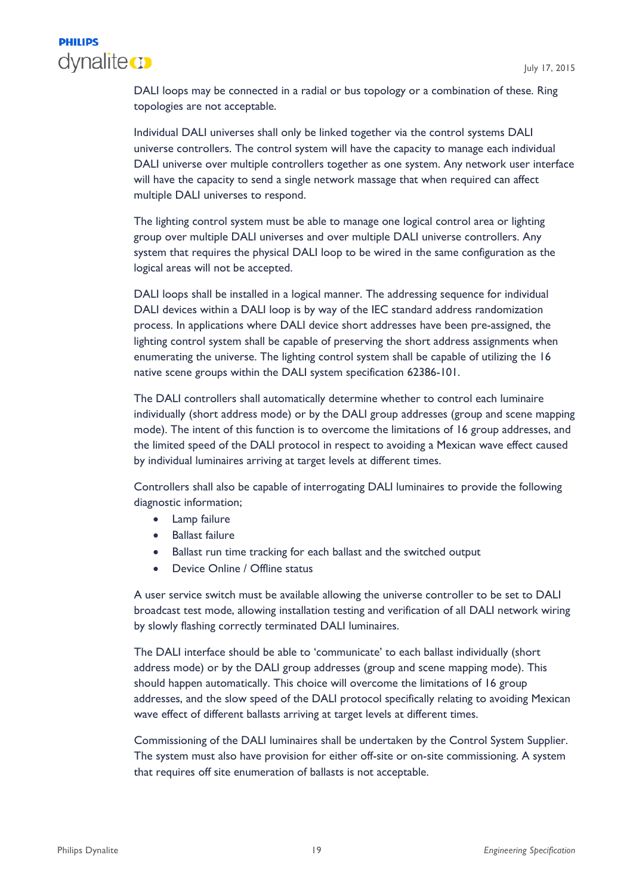DALI loops may be connected in a radial or bus topology or a combination of these. Ring topologies are not acceptable.

Individual DALI universes shall only be linked together via the control systems DALI universe controllers. The control system will have the capacity to manage each individual DALI universe over multiple controllers together as one system. Any network user interface will have the capacity to send a single network massage that when required can affect multiple DALI universes to respond.

The lighting control system must be able to manage one logical control area or lighting group over multiple DALI universes and over multiple DALI universe controllers. Any system that requires the physical DALI loop to be wired in the same configuration as the logical areas will not be accepted.

DALI loops shall be installed in a logical manner. The addressing sequence for individual DALI devices within a DALI loop is by way of the IEC standard address randomization process. In applications where DALI device short addresses have been pre-assigned, the lighting control system shall be capable of preserving the short address assignments when enumerating the universe. The lighting control system shall be capable of utilizing the 16 native scene groups within the DALI system specification 62386-101.

The DALI controllers shall automatically determine whether to control each luminaire individually (short address mode) or by the DALI group addresses (group and scene mapping mode). The intent of this function is to overcome the limitations of 16 group addresses, and the limited speed of the DALI protocol in respect to avoiding a Mexican wave effect caused by individual luminaires arriving at target levels at different times.

Controllers shall also be capable of interrogating DALI luminaires to provide the following diagnostic information;

- Lamp failure
- Ballast failure
- Ballast run time tracking for each ballast and the switched output
- Device Online / Offline status

A user service switch must be available allowing the universe controller to be set to DALI broadcast test mode, allowing installation testing and verification of all DALI network wiring by slowly flashing correctly terminated DALI luminaires.

The DALI interface should be able to 'communicate' to each ballast individually (short address mode) or by the DALI group addresses (group and scene mapping mode). This should happen automatically. This choice will overcome the limitations of 16 group addresses, and the slow speed of the DALI protocol specifically relating to avoiding Mexican wave effect of different ballasts arriving at target levels at different times.

Commissioning of the DALI luminaires shall be undertaken by the Control System Supplier. The system must also have provision for either off-site or on-site commissioning. A system that requires off site enumeration of ballasts is not acceptable.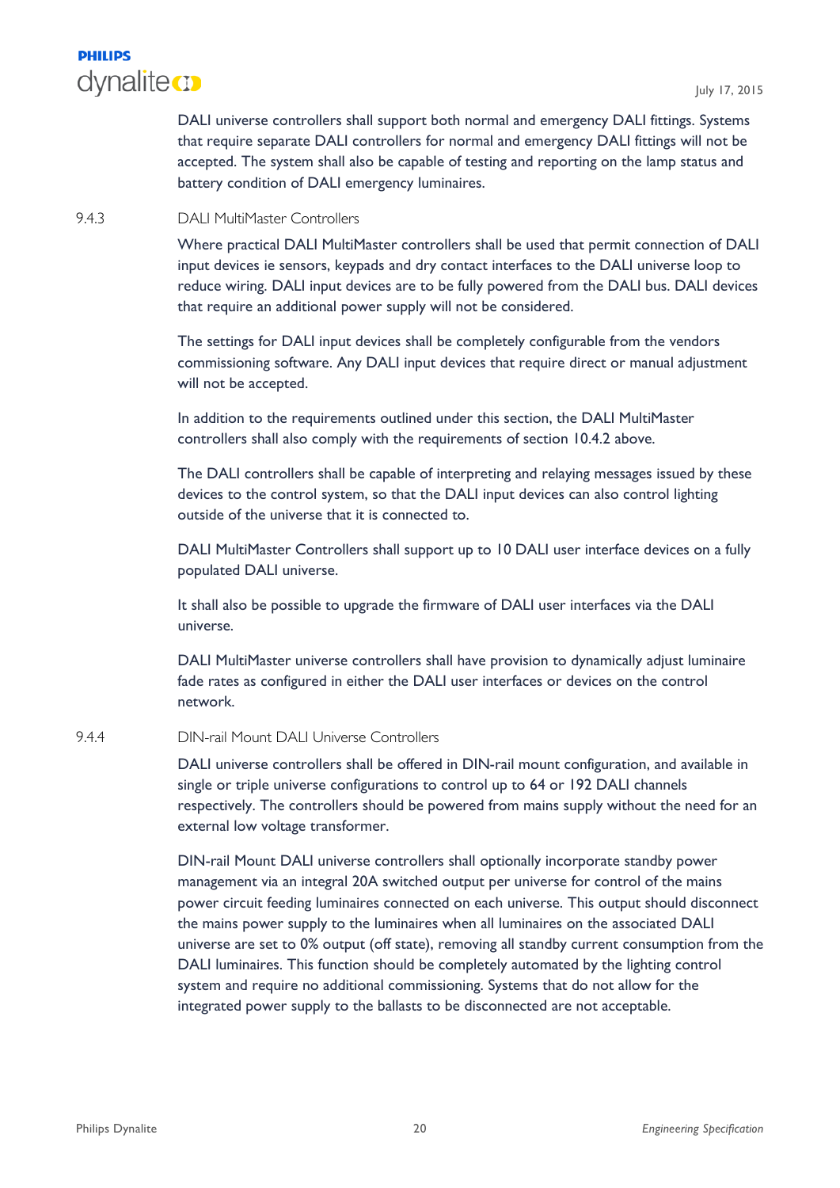DALI universe controllers shall support both normal and emergency DALI fittings. Systems that require separate DALI controllers for normal and emergency DALI fittings will not be accepted. The system shall also be capable of testing and reporting on the lamp status and battery condition of DALI emergency luminaires.

### 9.4.3 DALI MultiMaster Controllers

Where practical DALI MultiMaster controllers shall be used that permit connection of DALI input devices ie sensors, keypads and dry contact interfaces to the DALI universe loop to reduce wiring. DALI input devices are to be fully powered from the DALI bus. DALI devices that require an additional power supply will not be considered.

The settings for DALI input devices shall be completely configurable from the vendors commissioning software. Any DALI input devices that require direct or manual adjustment will not be accepted.

In addition to the requirements outlined under this section, the DALI MultiMaster controllers shall also comply with the requirements of section 10.4.2 above.

The DALI controllers shall be capable of interpreting and relaying messages issued by these devices to the control system, so that the DALI input devices can also control lighting outside of the universe that it is connected to.

DALI MultiMaster Controllers shall support up to 10 DALI user interface devices on a fully populated DALI universe.

It shall also be possible to upgrade the firmware of DALI user interfaces via the DALI universe.

DALI MultiMaster universe controllers shall have provision to dynamically adjust luminaire fade rates as configured in either the DALI user interfaces or devices on the control network.

### 9.4.4 DIN-rail Mount DALI Universe Controllers

DALI universe controllers shall be offered in DIN-rail mount configuration, and available in single or triple universe configurations to control up to 64 or 192 DALI channels respectively. The controllers should be powered from mains supply without the need for an external low voltage transformer.

DIN-rail Mount DALI universe controllers shall optionally incorporate standby power management via an integral 20A switched output per universe for control of the mains power circuit feeding luminaires connected on each universe. This output should disconnect the mains power supply to the luminaires when all luminaires on the associated DALI universe are set to 0% output (off state), removing all standby current consumption from the DALI luminaires. This function should be completely automated by the lighting control system and require no additional commissioning. Systems that do not allow for the integrated power supply to the ballasts to be disconnected are not acceptable.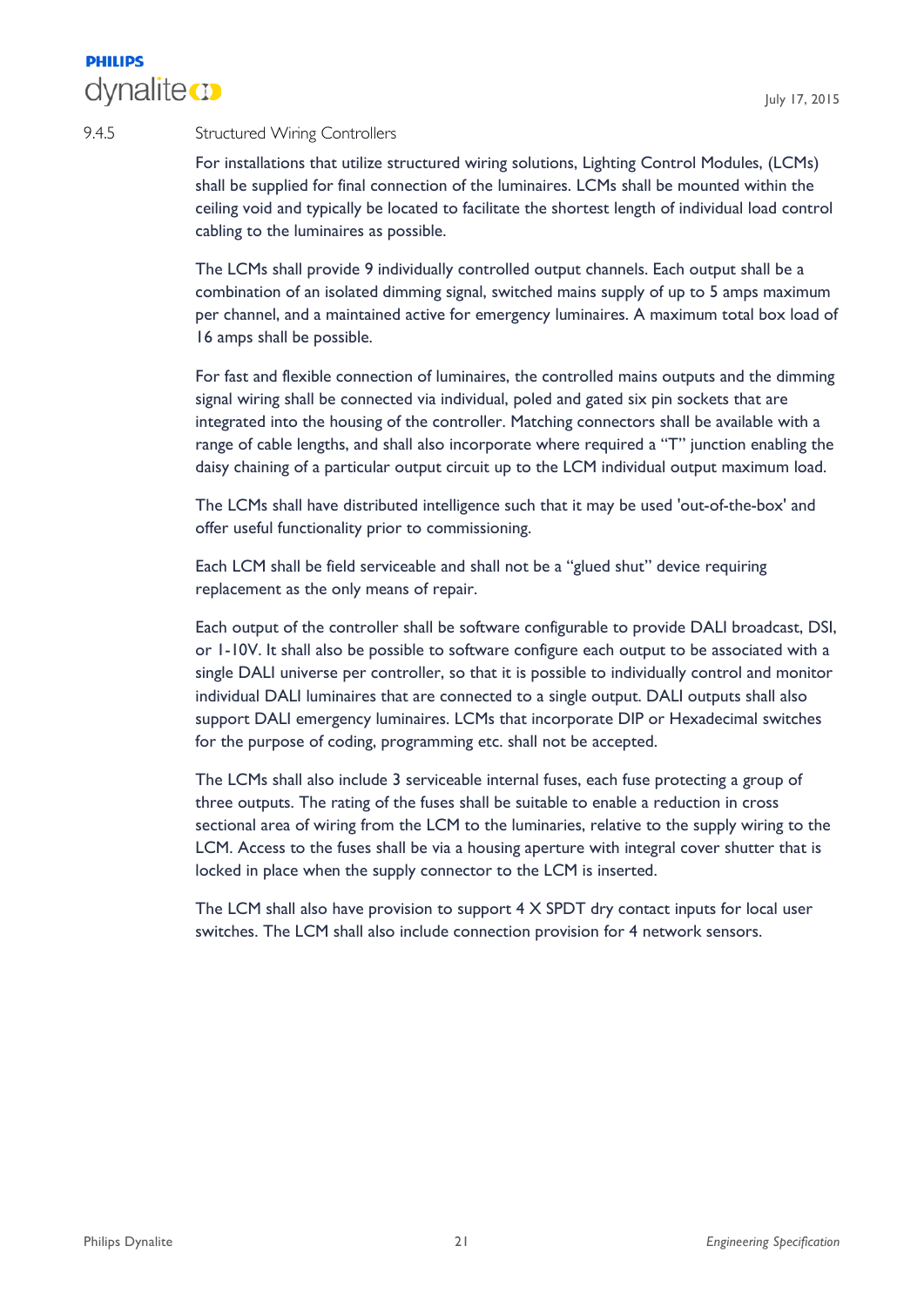### 9.4.5 Structured Wiring Controllers

For installations that utilize structured wiring solutions, Lighting Control Modules, (LCMs) shall be supplied for final connection of the luminaires. LCMs shall be mounted within the ceiling void and typically be located to facilitate the shortest length of individual load control cabling to the luminaires as possible.

The LCMs shall provide 9 individually controlled output channels. Each output shall be a combination of an isolated dimming signal, switched mains supply of up to 5 amps maximum per channel, and a maintained active for emergency luminaires. A maximum total box load of 16 amps shall be possible.

For fast and flexible connection of luminaires, the controlled mains outputs and the dimming signal wiring shall be connected via individual, poled and gated six pin sockets that are integrated into the housing of the controller. Matching connectors shall be available with a range of cable lengths, and shall also incorporate where required a "T" junction enabling the daisy chaining of a particular output circuit up to the LCM individual output maximum load.

The LCMs shall have distributed intelligence such that it may be used 'out-of-the-box' and offer useful functionality prior to commissioning.

Each LCM shall be field serviceable and shall not be a "glued shut" device requiring replacement as the only means of repair.

Each output of the controller shall be software configurable to provide DALI broadcast, DSI, or 1-10V. It shall also be possible to software configure each output to be associated with a single DALI universe per controller, so that it is possible to individually control and monitor individual DALI luminaires that are connected to a single output. DALI outputs shall also support DALI emergency luminaires. LCMs that incorporate DIP or Hexadecimal switches for the purpose of coding, programming etc. shall not be accepted.

The LCMs shall also include 3 serviceable internal fuses, each fuse protecting a group of three outputs. The rating of the fuses shall be suitable to enable a reduction in cross sectional area of wiring from the LCM to the luminaries, relative to the supply wiring to the LCM. Access to the fuses shall be via a housing aperture with integral cover shutter that is locked in place when the supply connector to the LCM is inserted.

The LCM shall also have provision to support 4 X SPDT dry contact inputs for local user switches. The LCM shall also include connection provision for 4 network sensors.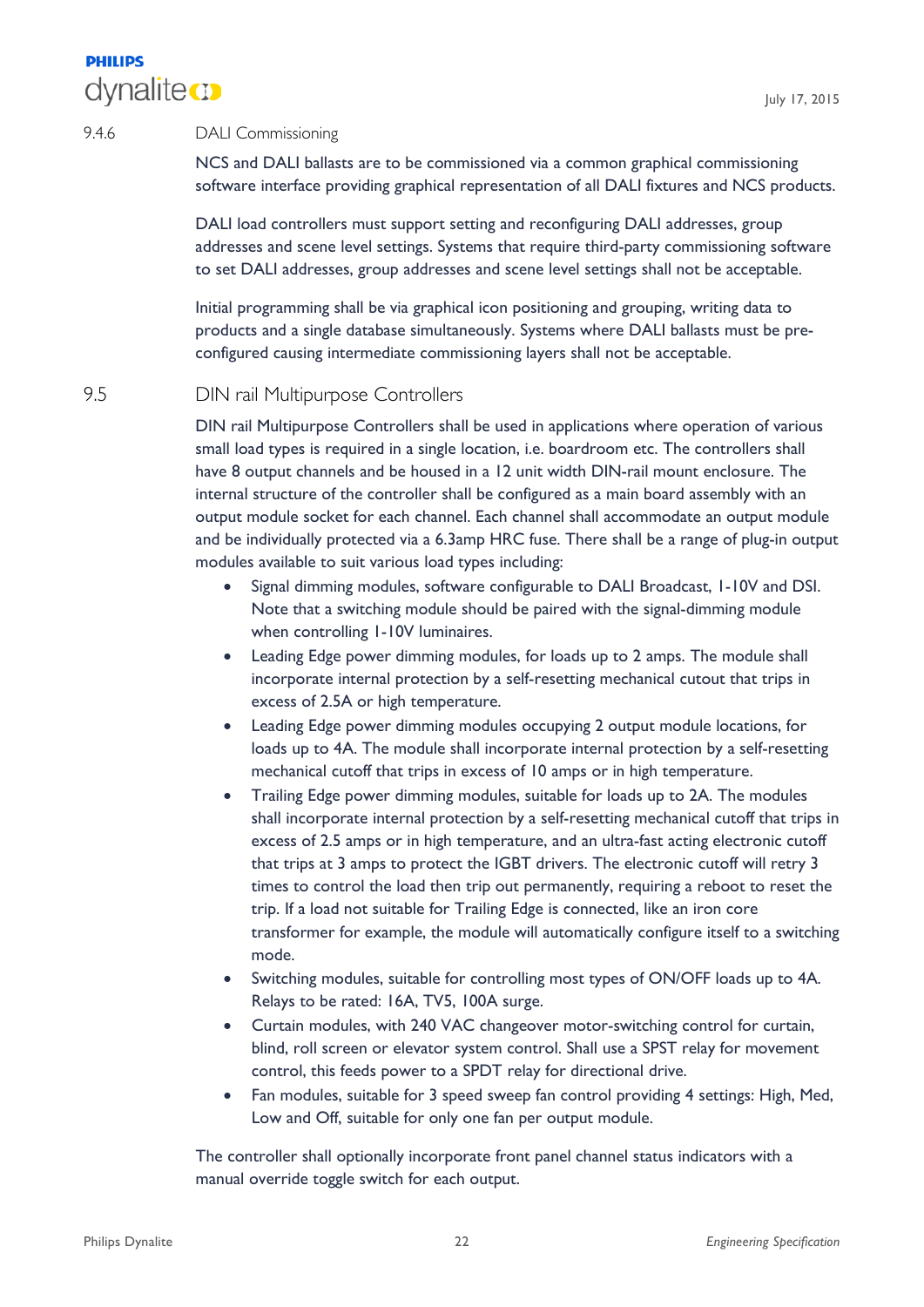#### 9.4.6 DALI Commissioning

NCS and DALI ballasts are to be commissioned via a common graphical commissioning software interface providing graphical representation of all DALI fixtures and NCS products.

DALI load controllers must support setting and reconfiguring DALI addresses, group addresses and scene level settings. Systems that require third-party commissioning software to set DALI addresses, group addresses and scene level settings shall not be acceptable.

Initial programming shall be via graphical icon positioning and grouping, writing data to products and a single database simultaneously. Systems where DALI ballasts must be pre-configured causing intermediate commissioning layers shall not be acceptable.

### 9.5 DIN rail Multipurpose Controllers

DIN rail Multipurpose Controllers shall be used in applications where operation of various small load types is required in a single location, i.e. boardroom etc. The controllers shall have 8 output channels and be housed in a 12 unit width DIN-rail mount enclosure. The internal structure of the controller shall be configured as a main board assembly with an output module socket for each channel. Each channel shall accommodate an output module and be individually protected via a 6.3amp HRC fuse. There shall be a range of plug-in output modules available to suit various load types including:

- Signal dimming modules, software configurable to DALI Broadcast, 1-10V and DSI. Note that a switching module should be paired with the signal-dimming module when controlling 1-10V luminaires.
- Leading Edge power dimming modules, for loads up to 2 amps. The module shall incorporate internal protection by a self-resetting mechanical cutout that trips in excess of 2.5A or high temperature.
- Leading Edge power dimming modules occupying 2 output module locations, for loads up to 4A. The module shall incorporate internal protection by a self-resetting mechanical cutoff that trips in excess of 10 amps or in high temperature.
- Trailing Edge power dimming modules, suitable for loads up to 2A. The modules shall incorporate internal protection by a self-resetting mechanical cutoff that trips in excess of 2.5 amps or in high temperature, and an ultra-fast acting electronic cutoff that trips at 3 amps to protect the IGBT drivers. The electronic cutoff will retry 3 times to control the load then trip out permanently, requiring a reboot to reset the trip. If a load not suitable for Trailing Edge is connected, like an iron core transformer for example, the module will automatically configure itself to a switching mode.
- Switching modules, suitable for controlling most types of ON/OFF loads up to 4A. Relays to be rated: 16A, TV5, 100A surge.
- Curtain modules, with 240 VAC changeover motor-switching control for curtain, blind, roll screen or elevator system control. Shall use a SPST relay for movement control, this feeds power to a SPDT relay for directional drive.
- Fan modules, suitable for 3 speed sweep fan control providing 4 settings: High, Med, Low and Off, suitable for only one fan per output module.

The controller shall optionally incorporate front panel channel status indicators with a manual override toggle switch for each output.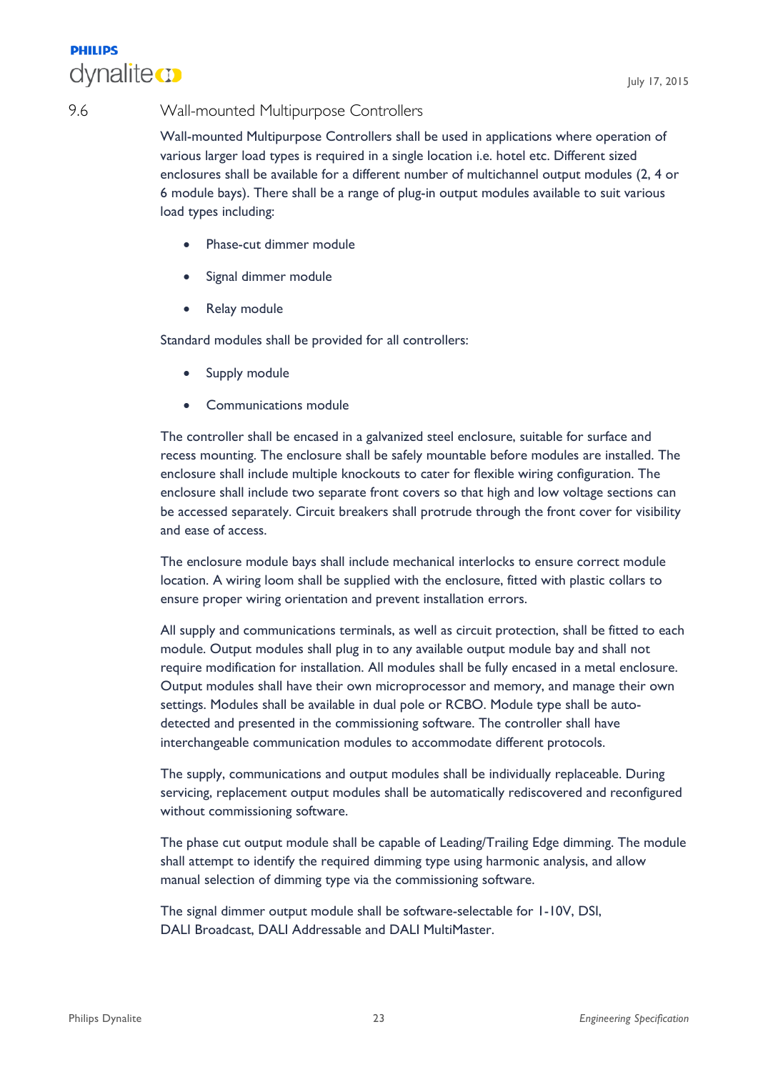## 9.6 Wall-mounted Multipurpose Controllers

Wall-mounted Multipurpose Controllers shall be used in applications where operation of various larger load types is required in a single location i.e. hotel etc. Different sized enclosures shall be available for a different number of multichannel output modules (2, 4 or 6 module bays). There shall be a range of plug-in output modules available to suit various load types including:

- Phase-cut dimmer module
- Signal dimmer module
- Relay module

Standard modules shall be provided for all controllers:

- Supply module
- Communications module

The controller shall be encased in a galvanized steel enclosure, suitable for surface and recess mounting. The enclosure shall be safely mountable before modules are installed. The enclosure shall include multiple knockouts to cater for flexible wiring configuration. The enclosure shall include two separate front covers so that high and low voltage sections can be accessed separately. Circuit breakers shall protrude through the front cover for visibility and ease of access.

The enclosure module bays shall include mechanical interlocks to ensure correct module location. A wiring loom shall be supplied with the enclosure, fitted with plastic collars to ensure proper wiring orientation and prevent installation errors.

All supply and communications terminals, as well as circuit protection, shall be fitted to each module. Output modules shall plug in to any available output module bay and shall not require modification for installation. All modules shall be fully encased in a metal enclosure. Output modules shall have their own microprocessor and memory, and manage their own settings. Modules shall be available in dual pole or RCBO. Module type shall be auto-detected and presented in the commissioning software. The controller shall have interchangeable communication modules to accommodate different protocols.

The supply, communications and output modules shall be individually replaceable. During servicing, replacement output modules shall be automatically rediscovered and reconfigured without commissioning software.

The phase cut output module shall be capable of Leading/Trailing Edge dimming. The module shall attempt to identify the required dimming type using harmonic analysis, and allow manual selection of dimming type via the commissioning software.

The signal dimmer output module shall be software-selectable for 1-10V, DSI, DALI Broadcast, DALI Addressable and DALI MultiMaster.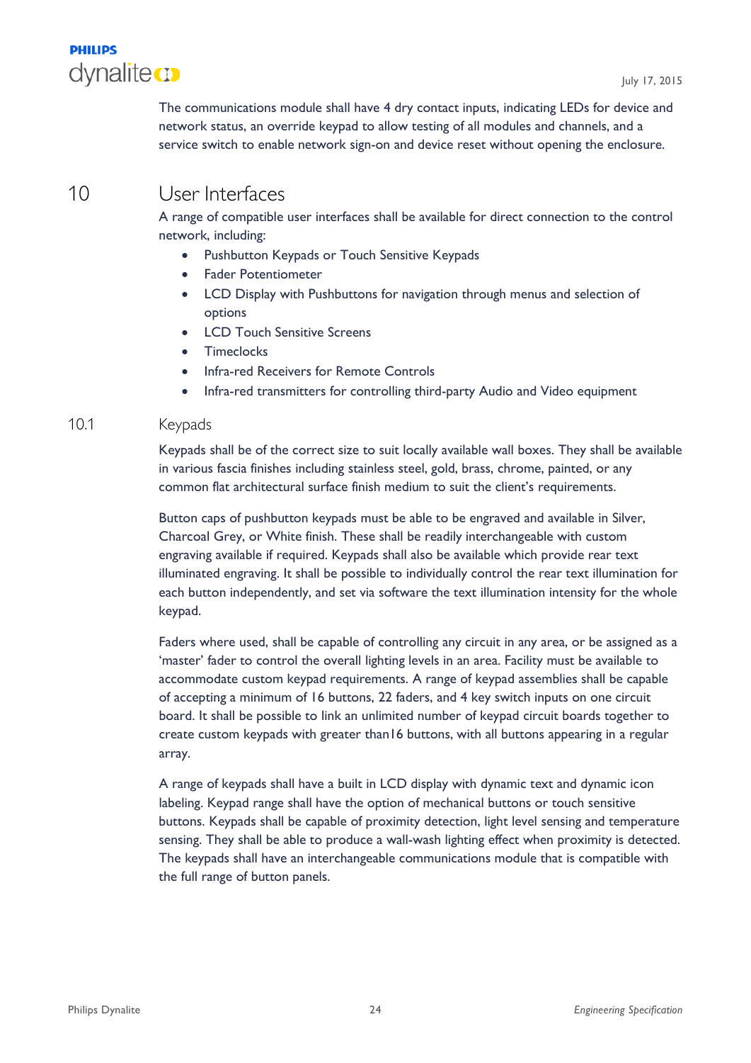The communications module shall have 4 dry contact inputs, indicating LEDs for device and network status, an override keypad to allow testing of all modules and channels, and a service switch to enable network sign-on and device reset without opening the enclosure.

# 10 User Interfaces

A range of compatible user interfaces shall be available for direct connection to the control network, including:

- Pushbutton Keypads or Touch Sensitive Keypads
- Fader Potentiometer
- LCD Display with Pushbuttons for navigation through menus and selection of options
- LCD Touch Sensitive Screens
- Timeclocks
- Infra-red Receivers for Remote Controls
- Infra-red transmitters for controlling third-party Audio and Video equipment

## 10.1 Keypads

Keypads shall be of the correct size to suit locally available wall boxes. They shall be available in various fascia finishes including stainless steel, gold, brass, chrome, painted, or any common flat architectural surface finish medium to suit the client's requirements.

Button caps of pushbutton keypads must be able to be engraved and available in Silver, Charcoal Grey, or White finish. These shall be readily interchangeable with custom engraving available if required. Keypads shall also be available which provide rear text illuminated engraving. It shall be possible to individually control the rear text illumination for each button independently, and set via software the text illumination intensity for the whole keypad.

Faders where used, shall be capable of controlling any circuit in any area, or be assigned as a 'master' fader to control the overall lighting levels in an area. Facility must be available to accommodate custom keypad requirements. A range of keypad assemblies shall be capable of accepting a minimum of 16 buttons, 22 faders, and 4 key switch inputs on one circuit board. It shall be possible to link an unlimited number of keypad circuit boards together to create custom keypads with greater than16 buttons, with all buttons appearing in a regular array.

A range of keypads shall have a built in LCD display with dynamic text and dynamic icon labeling. Keypad range shall have the option of mechanical buttons or touch sensitive buttons. Keypads shall be capable of proximity detection, light level sensing and temperature sensing. They shall be able to produce a wall-wash lighting effect when proximity is detected. The keypads shall have an interchangeable communications module that is compatible with the full range of button panels.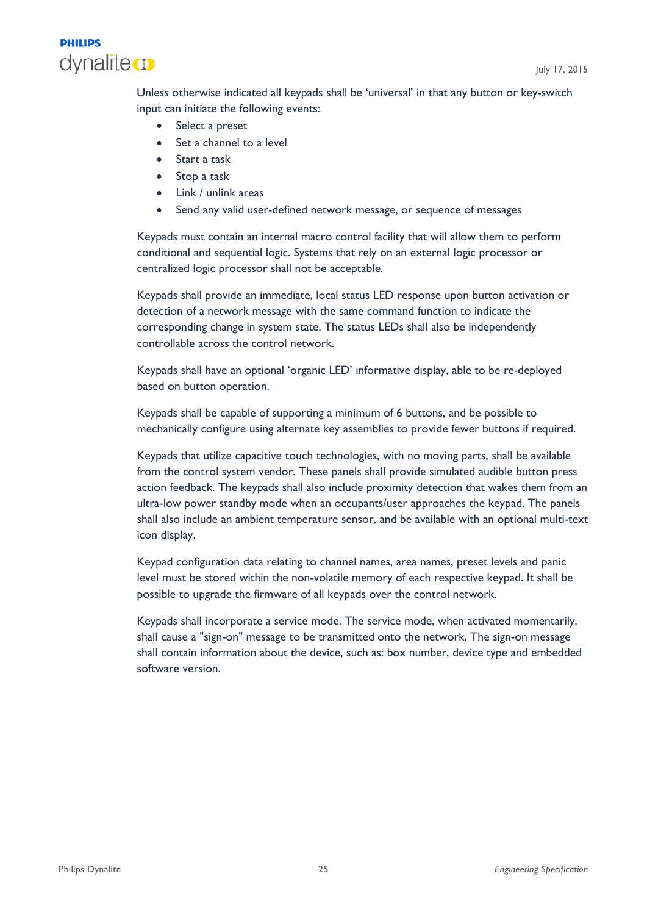Unless otherwise indicated all keypads shall be ‘universal’ in that any button or key-switch input can initiate the following events:

- Select a preset
- Set a channel to a level
- Start a task
- Stop a task
- Link / unlink areas
- Send any valid user-defined network message, or sequence of messages

Keypads must contain an internal macro control facility that will allow them to perform conditional and sequential logic. Systems that rely on an external logic processor or centralized logic processor shall not be acceptable.

Keypads shall provide an immediate, local status LED response upon button activation or detection of a network message with the same command function to indicate the corresponding change in system state. The status LEDs shall also be independently controllable across the control network.

Keypads shall have an optional ‘organic LED’ informative display, able to be re-deployed based on button operation.

Keypads shall be capable of supporting a minimum of 6 buttons, and be possible to mechanically configure using alternate key assemblies to provide fewer buttons if required.

Keypads that utilize capacitive touch technologies, with no moving parts, shall be available from the control system vendor. These panels shall provide simulated audible button press action feedback. The keypads shall also include proximity detection that wakes them from an ultra-low power standby mode when an occupants/user approaches the keypad. The panels shall also include an ambient temperature sensor, and be available with an optional multi-text icon display.

Keypad configuration data relating to channel names, area names, preset levels and panic level must be stored within the non-volatile memory of each respective keypad. It shall be possible to upgrade the firmware of all keypads over the control network.

Keypads shall incorporate a service mode. The service mode, when activated momentarily, shall cause a "sign-on" message to be transmitted onto the network. The sign-on message shall contain information about the device, such as: box number, device type and embedded software version.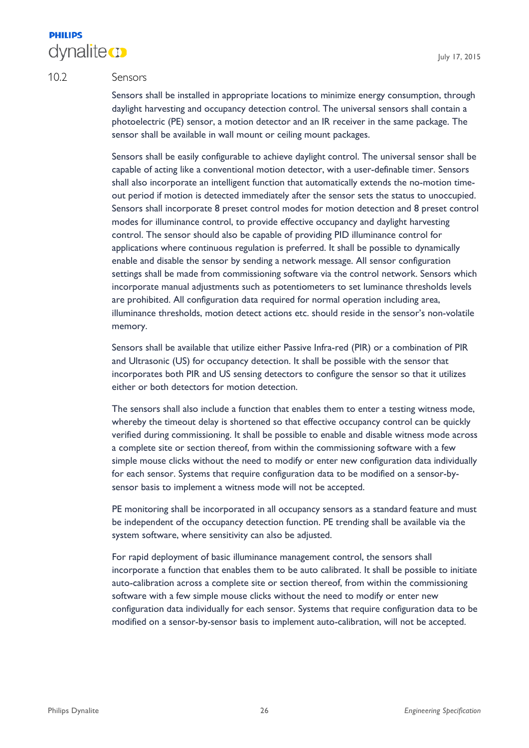## 10.2 Sensors

Sensors shall be installed in appropriate locations to minimize energy consumption, through daylight harvesting and occupancy detection control. The universal sensors shall contain a photoelectric (PE) sensor, a motion detector and an IR receiver in the same package. The sensor shall be available in wall mount or ceiling mount packages.

Sensors shall be easily configurable to achieve daylight control. The universal sensor shall be capable of acting like a conventional motion detector, with a user-definable timer. Sensors shall also incorporate an intelligent function that automatically extends the no-motion time-out period if motion is detected immediately after the sensor sets the status to unoccupied. Sensors shall incorporate 8 preset control modes for motion detection and 8 preset control modes for illuminance control, to provide effective occupancy and daylight harvesting control. The sensor should also be capable of providing PID illuminance control for applications where continuous regulation is preferred. It shall be possible to dynamically enable and disable the sensor by sending a network message. All sensor configuration settings shall be made from commissioning software via the control network. Sensors which incorporate manual adjustments such as potentiometers to set luminance thresholds levels are prohibited. All configuration data required for normal operation including area, illuminance thresholds, motion detect actions etc. should reside in the sensor's non-volatile memory.

Sensors shall be available that utilize either Passive Infra-red (PIR) or a combination of PIR and Ultrasonic (US) for occupancy detection. It shall be possible with the sensor that incorporates both PIR and US sensing detectors to configure the sensor so that it utilizes either or both detectors for motion detection.

The sensors shall also include a function that enables them to enter a testing witness mode, whereby the timeout delay is shortened so that effective occupancy control can be quickly verified during commissioning. It shall be possible to enable and disable witness mode across a complete site or section thereof, from within the commissioning software with a few simple mouse clicks without the need to modify or enter new configuration data individually for each sensor. Systems that require configuration data to be modified on a sensor-by-sensor basis to implement a witness mode will not be accepted.

PE monitoring shall be incorporated in all occupancy sensors as a standard feature and must be independent of the occupancy detection function. PE trending shall be available via the system software, where sensitivity can also be adjusted.

For rapid deployment of basic illuminance management control, the sensors shall incorporate a function that enables them to be auto calibrated. It shall be possible to initiate auto-calibration across a complete site or section thereof, from within the commissioning software with a few simple mouse clicks without the need to modify or enter new configuration data individually for each sensor. Systems that require configuration data to be modified on a sensor-by-sensor basis to implement auto-calibration, will not be accepted.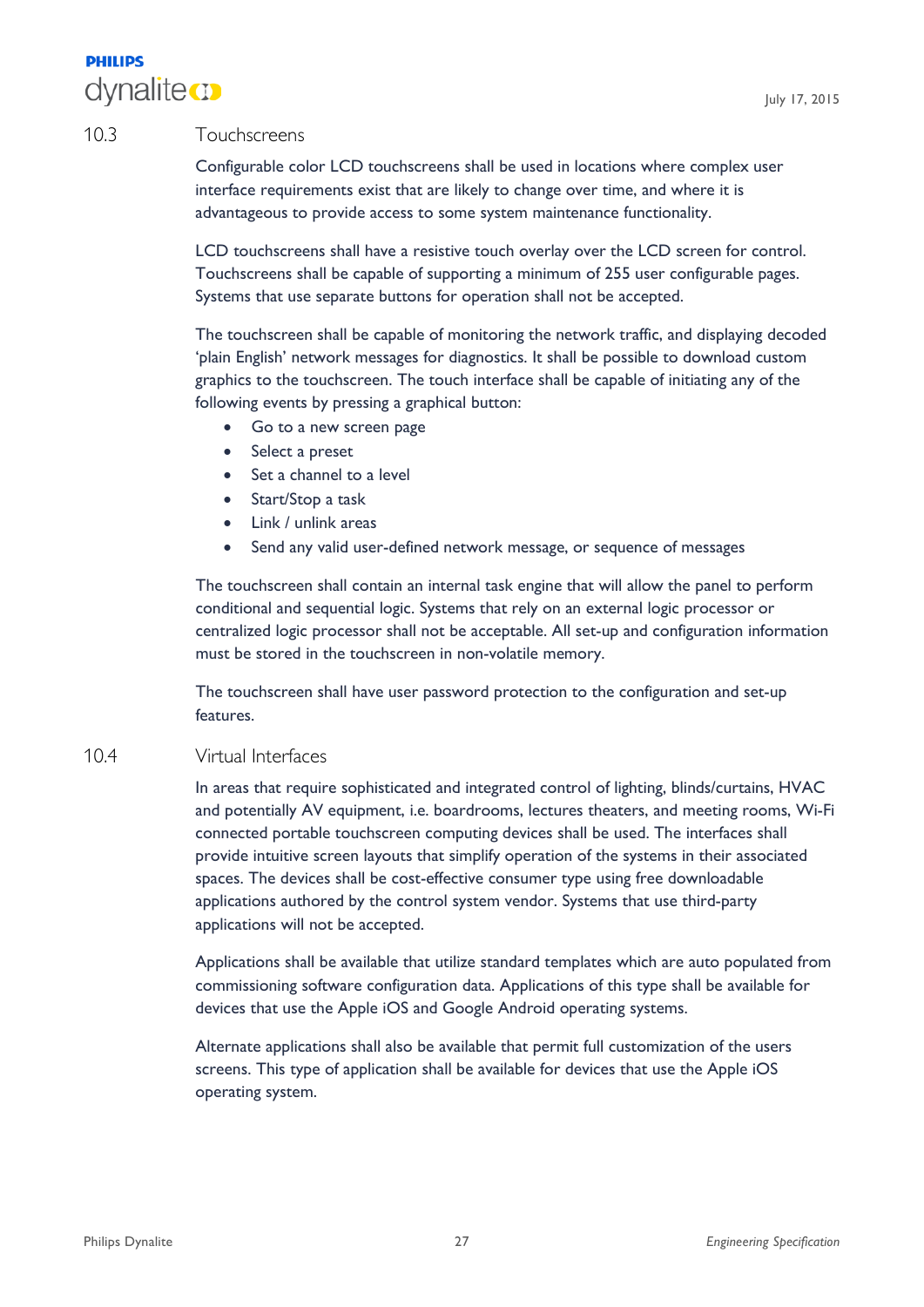## 10.3 Touchscreens

Configurable color LCD touchscreens shall be used in locations where complex user interface requirements exist that are likely to change over time, and where it is advantageous to provide access to some system maintenance functionality.

LCD touchscreens shall have a resistive touch overlay over the LCD screen for control. Touchscreens shall be capable of supporting a minimum of 255 user configurable pages. Systems that use separate buttons for operation shall not be accepted.

The touchscreen shall be capable of monitoring the network traffic, and displaying decoded 'plain English' network messages for diagnostics. It shall be possible to download custom graphics to the touchscreen. The touch interface shall be capable of initiating any of the following events by pressing a graphical button:

- Go to a new screen page
- Select a preset
- Set a channel to a level
- Start/Stop a task
- Link / unlink areas
- Send any valid user-defined network message, or sequence of messages

The touchscreen shall contain an internal task engine that will allow the panel to perform conditional and sequential logic. Systems that rely on an external logic processor or centralized logic processor shall not be acceptable. All set-up and configuration information must be stored in the touchscreen in non-volatile memory.

The touchscreen shall have user password protection to the configuration and set-up features.

## 10.4 Virtual Interfaces

In areas that require sophisticated and integrated control of lighting, blinds/curtains, HVAC and potentially AV equipment, i.e. boardrooms, lectures theaters, and meeting rooms, Wi-Fi connected portable touchscreen computing devices shall be used. The interfaces shall provide intuitive screen layouts that simplify operation of the systems in their associated spaces. The devices shall be cost-effective consumer type using free downloadable applications authored by the control system vendor. Systems that use third-party applications will not be accepted.

Applications shall be available that utilize standard templates which are auto populated from commissioning software configuration data. Applications of this type shall be available for devices that use the Apple iOS and Google Android operating systems.

Alternate applications shall also be available that permit full customization of the users screens. This type of application shall be available for devices that use the Apple iOS operating system.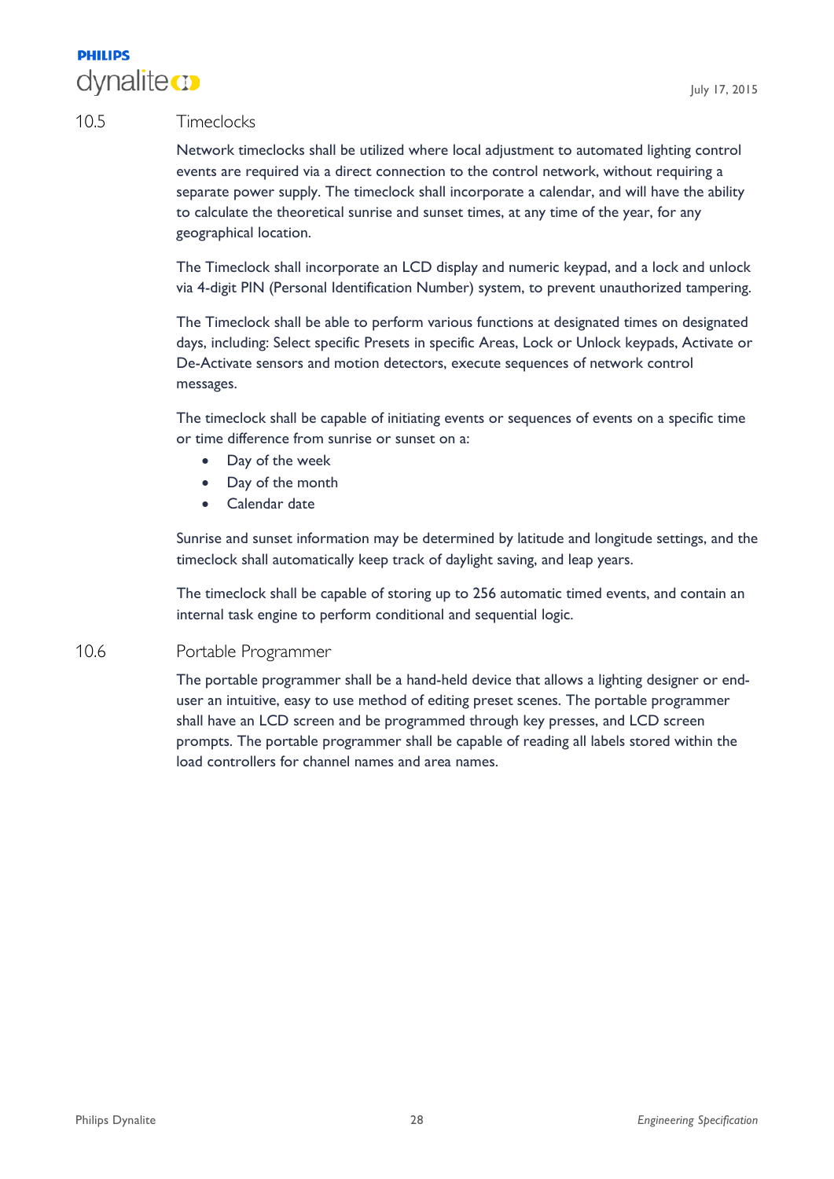## 10.5 Timeclocks

Network timeclocks shall be utilized where local adjustment to automated lighting control events are required via a direct connection to the control network, without requiring a separate power supply. The timeclock shall incorporate a calendar, and will have the ability to calculate the theoretical sunrise and sunset times, at any time of the year, for any geographical location.

The Timeclock shall incorporate an LCD display and numeric keypad, and a lock and unlock via 4-digit PIN (Personal Identification Number) system, to prevent unauthorized tampering.

The Timeclock shall be able to perform various functions at designated times on designated days, including: Select specific Presets in specific Areas, Lock or Unlock keypads, Activate or De-Activate sensors and motion detectors, execute sequences of network control messages.

The timeclock shall be capable of initiating events or sequences of events on a specific time or time difference from sunrise or sunset on a:

- Day of the week
- Day of the month
- Calendar date

Sunrise and sunset information may be determined by latitude and longitude settings, and the timeclock shall automatically keep track of daylight saving, and leap years.

The timeclock shall be capable of storing up to 256 automatic timed events, and contain an internal task engine to perform conditional and sequential logic.

## 10.6 Portable Programmer

The portable programmer shall be a hand-held device that allows a lighting designer or end-user an intuitive, easy to use method of editing preset scenes. The portable programmer shall have an LCD screen and be programmed through key presses, and LCD screen prompts. The portable programmer shall be capable of reading all labels stored within the load controllers for channel names and area names.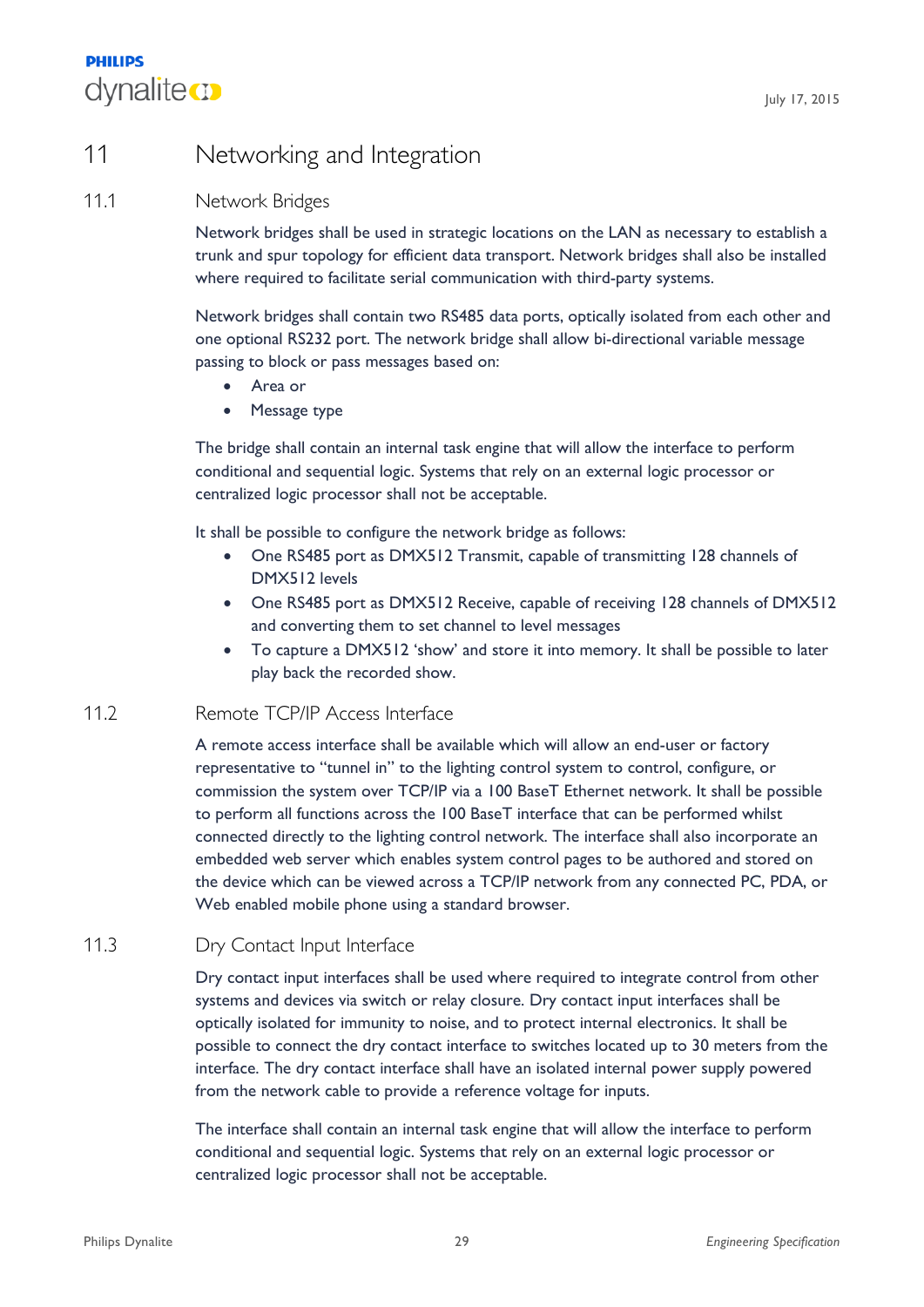# 11 Networking and Integration

## 11.1 Network Bridges

Network bridges shall be used in strategic locations on the LAN as necessary to establish a trunk and spur topology for efficient data transport. Network bridges shall also be installed where required to facilitate serial communication with third-party systems.

Network bridges shall contain two RS485 data ports, optically isolated from each other and one optional RS232 port. The network bridge shall allow bi-directional variable message passing to block or pass messages based on:

- Area or
- Message type

The bridge shall contain an internal task engine that will allow the interface to perform conditional and sequential logic. Systems that rely on an external logic processor or centralized logic processor shall not be acceptable.

It shall be possible to configure the network bridge as follows:

- One RS485 port as DMX512 Transmit, capable of transmitting 128 channels of DMX512 levels
- One RS485 port as DMX512 Receive, capable of receiving 128 channels of DMX512 and converting them to set channel to level messages
- To capture a DMX512 'show' and store it into memory. It shall be possible to later play back the recorded show.

## 11.2 Remote TCP/IP Access Interface

A remote access interface shall be available which will allow an end-user or factory representative to "tunnel in" to the lighting control system to control, configure, or commission the system over TCP/IP via a 100 BaseT Ethernet network. It shall be possible to perform all functions across the 100 BaseT interface that can be performed whilst connected directly to the lighting control network. The interface shall also incorporate an embedded web server which enables system control pages to be authored and stored on the device which can be viewed across a TCP/IP network from any connected PC, PDA, or Web enabled mobile phone using a standard browser.

## 11.3 Dry Contact Input Interface

Dry contact input interfaces shall be used where required to integrate control from other systems and devices via switch or relay closure. Dry contact input interfaces shall be optically isolated for immunity to noise, and to protect internal electronics. It shall be possible to connect the dry contact interface to switches located up to 30 meters from the interface. The dry contact interface shall have an isolated internal power supply powered from the network cable to provide a reference voltage for inputs.

The interface shall contain an internal task engine that will allow the interface to perform conditional and sequential logic. Systems that rely on an external logic processor or centralized logic processor shall not be acceptable.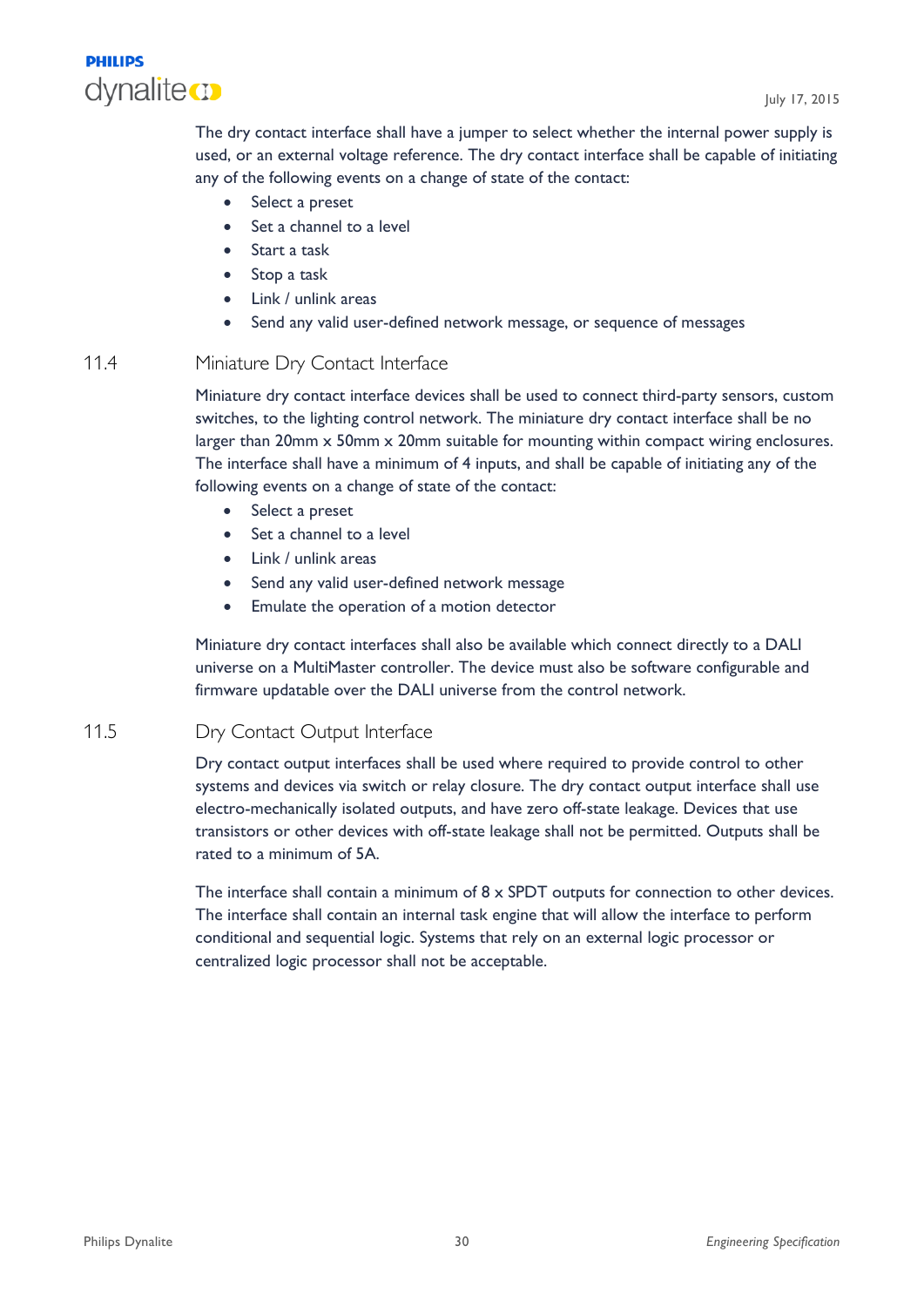The dry contact interface shall have a jumper to select whether the internal power supply is used, or an external voltage reference. The dry contact interface shall be capable of initiating any of the following events on a change of state of the contact:

- Select a preset
- Set a channel to a level
- Start a task
- Stop a task
- Link / unlink areas
- Send any valid user-defined network message, or sequence of messages

## 11.4 Miniature Dry Contact Interface

Miniature dry contact interface devices shall be used to connect third-party sensors, custom switches, to the lighting control network. The miniature dry contact interface shall be no larger than 20mm x 50mm x 20mm suitable for mounting within compact wiring enclosures. The interface shall have a minimum of 4 inputs, and shall be capable of initiating any of the following events on a change of state of the contact:

- Select a preset
- Set a channel to a level
- Link / unlink areas
- Send any valid user-defined network message
- Emulate the operation of a motion detector

Miniature dry contact interfaces shall also be available which connect directly to a DALI universe on a MultiMaster controller. The device must also be software configurable and firmware updatable over the DALI universe from the control network.

## 11.5 Dry Contact Output Interface

Dry contact output interfaces shall be used where required to provide control to other systems and devices via switch or relay closure. The dry contact output interface shall use electro-mechanically isolated outputs, and have zero off-state leakage. Devices that use transistors or other devices with off-state leakage shall not be permitted. Outputs shall be rated to a minimum of 5A.

The interface shall contain a minimum of 8 x SPDT outputs for connection to other devices. The interface shall contain an internal task engine that will allow the interface to perform conditional and sequential logic. Systems that rely on an external logic processor or centralized logic processor shall not be acceptable.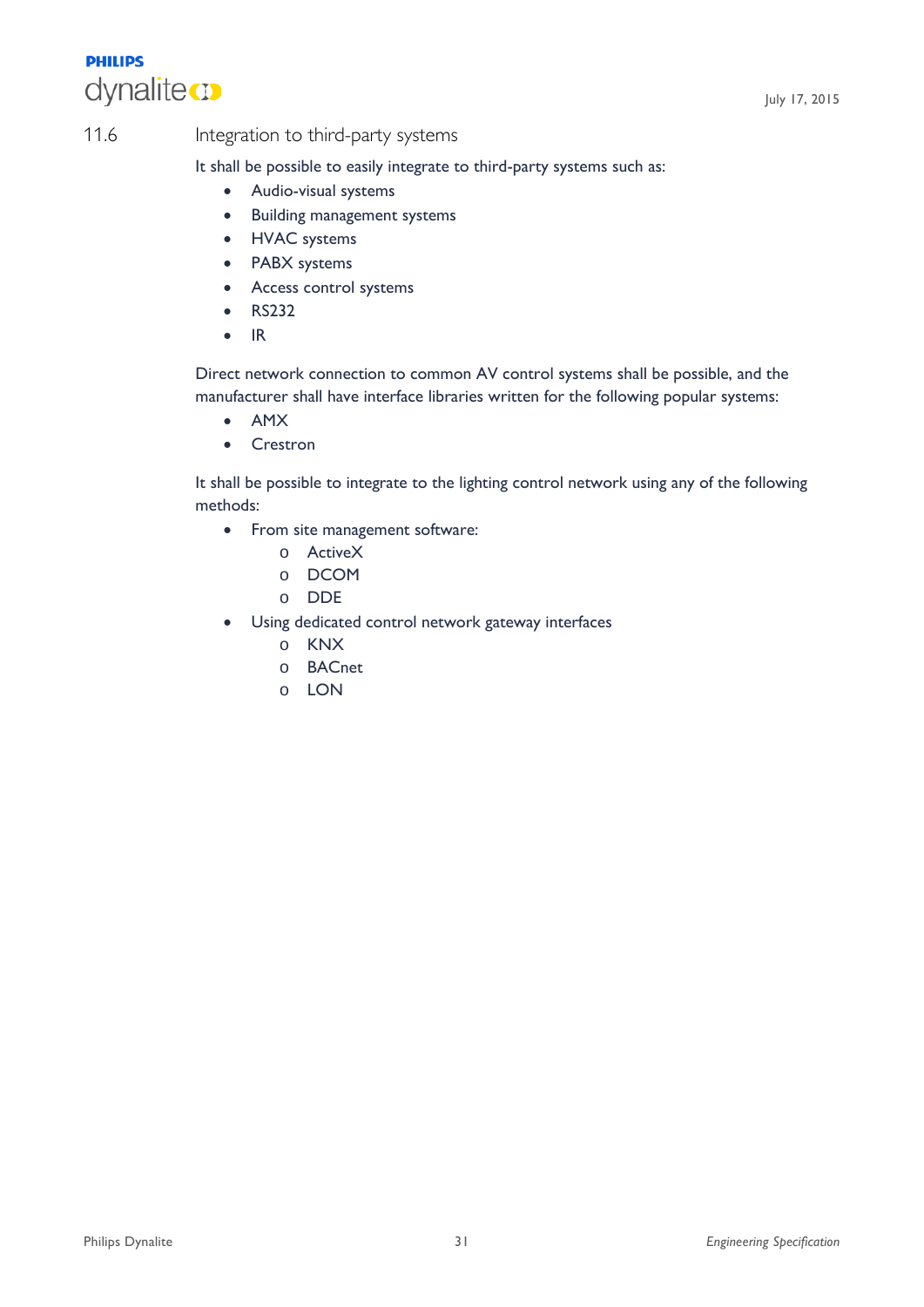## 11.6 Integration to third-party systems

It shall be possible to easily integrate to third-party systems such as:

- Audio-visual systems
- Building management systems
- HVAC systems
- PABX systems
- Access control systems
- RS232
- IR

Direct network connection to common AV control systems shall be possible, and the manufacturer shall have interface libraries written for the following popular systems:

- AMX
- Crestron

It shall be possible to integrate to the lighting control network using any of the following methods:

- From site management software:
  - ActiveX
  - DCOM
  - DDE
- Using dedicated control network gateway interfaces
  - KNX
  - BACnet
  - LON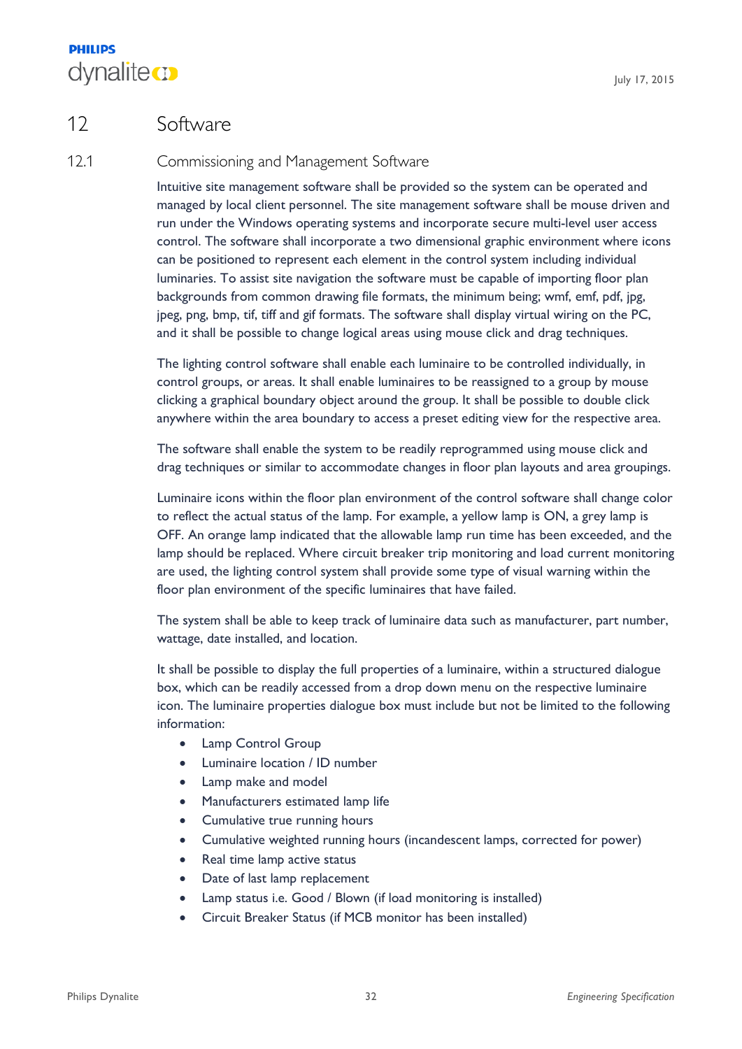# 12 Software

## 12.1 Commissioning and Management Software

Intuitive site management software shall be provided so the system can be operated and managed by local client personnel. The site management software shall be mouse driven and run under the Windows operating systems and incorporate secure multi-level user access control. The software shall incorporate a two dimensional graphic environment where icons can be positioned to represent each element in the control system including individual luminaries. To assist site navigation the software must be capable of importing floor plan backgrounds from common drawing file formats, the minimum being; wmf, emf, pdf, jpg, jpeg, png, bmp, tif, tiff and gif formats. The software shall display virtual wiring on the PC, and it shall be possible to change logical areas using mouse click and drag techniques.

The lighting control software shall enable each luminaire to be controlled individually, in control groups, or areas. It shall enable luminaires to be reassigned to a group by mouse clicking a graphical boundary object around the group. It shall be possible to double click anywhere within the area boundary to access a preset editing view for the respective area.

The software shall enable the system to be readily reprogrammed using mouse click and drag techniques or similar to accommodate changes in floor plan layouts and area groupings.

Luminaire icons within the floor plan environment of the control software shall change color to reflect the actual status of the lamp. For example, a yellow lamp is ON, a grey lamp is OFF. An orange lamp indicated that the allowable lamp run time has been exceeded, and the lamp should be replaced. Where circuit breaker trip monitoring and load current monitoring are used, the lighting control system shall provide some type of visual warning within the floor plan environment of the specific luminaires that have failed.

The system shall be able to keep track of luminaire data such as manufacturer, part number, wattage, date installed, and location.

It shall be possible to display the full properties of a luminaire, within a structured dialogue box, which can be readily accessed from a drop down menu on the respective luminaire icon. The luminaire properties dialogue box must include but not be limited to the following information:

- Lamp Control Group
- Luminaire location / ID number
- Lamp make and model
- Manufacturers estimated lamp life
- Cumulative true running hours
- Cumulative weighted running hours (incandescent lamps, corrected for power)
- Real time lamp active status
- Date of last lamp replacement
- Lamp status i.e. Good / Blown (if load monitoring is installed)
- Circuit Breaker Status (if MCB monitor has been installed)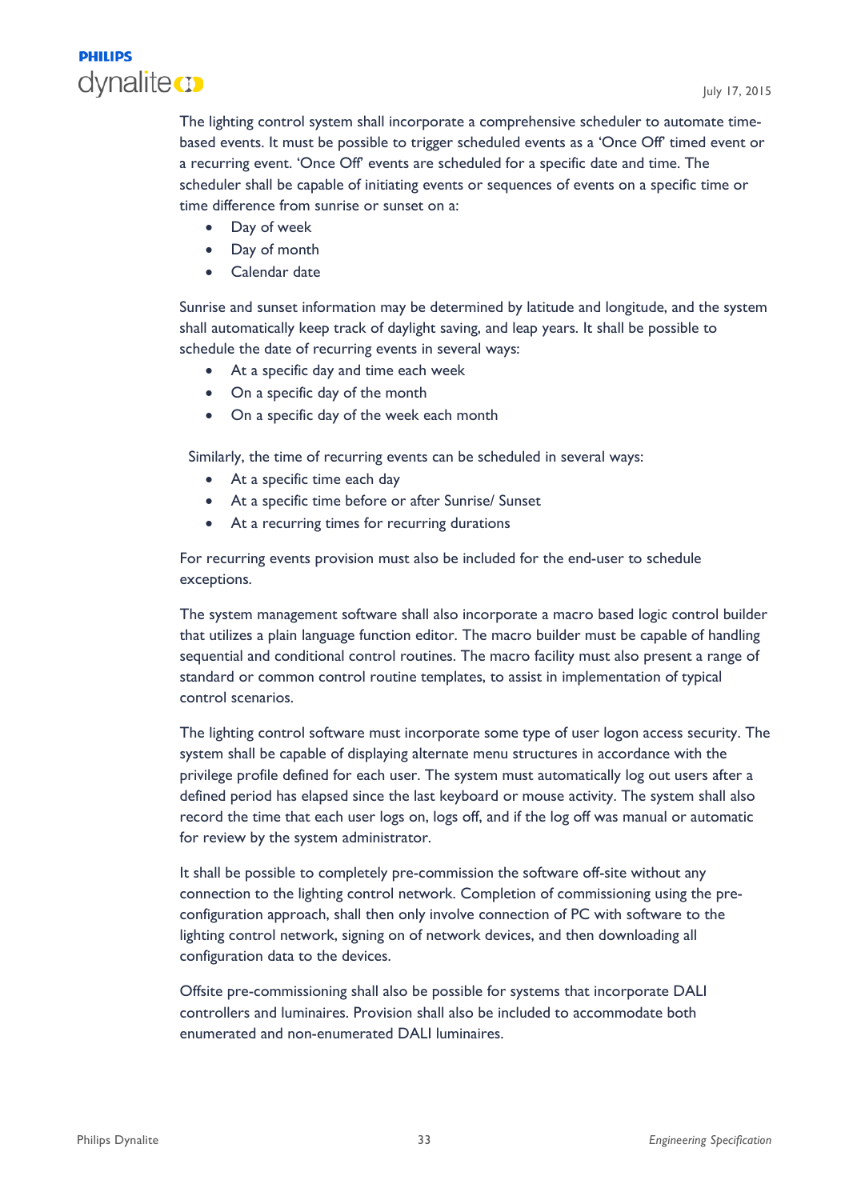The lighting control system shall incorporate a comprehensive scheduler to automate time-based events. It must be possible to trigger scheduled events as a 'Once Off' timed event or a recurring event. 'Once Off' events are scheduled for a specific date and time. The scheduler shall be capable of initiating events or sequences of events on a specific time or time difference from sunrise or sunset on a:

- Day of week
- Day of month
- Calendar date

Sunrise and sunset information may be determined by latitude and longitude, and the system shall automatically keep track of daylight saving, and leap years. It shall be possible to schedule the date of recurring events in several ways:

- At a specific day and time each week
- On a specific day of the month
- On a specific day of the week each month

Similarly, the time of recurring events can be scheduled in several ways:

- At a specific time each day
- At a specific time before or after Sunrise/ Sunset
- At a recurring times for recurring durations

For recurring events provision must also be included for the end-user to schedule exceptions.

The system management software shall also incorporate a macro based logic control builder that utilizes a plain language function editor. The macro builder must be capable of handling sequential and conditional control routines. The macro facility must also present a range of standard or common control routine templates, to assist in implementation of typical control scenarios.

The lighting control software must incorporate some type of user logon access security. The system shall be capable of displaying alternate menu structures in accordance with the privilege profile defined for each user. The system must automatically log out users after a defined period has elapsed since the last keyboard or mouse activity. The system shall also record the time that each user logs on, logs off, and if the log off was manual or automatic for review by the system administrator.

It shall be possible to completely pre-commission the software off-site without any connection to the lighting control network. Completion of commissioning using the pre-configuration approach, shall then only involve connection of PC with software to the lighting control network, signing on of network devices, and then downloading all configuration data to the devices.

Offsite pre-commissioning shall also be possible for systems that incorporate DALI controllers and luminaires. Provision shall also be included to accommodate both enumerated and non-enumerated DALI luminaires.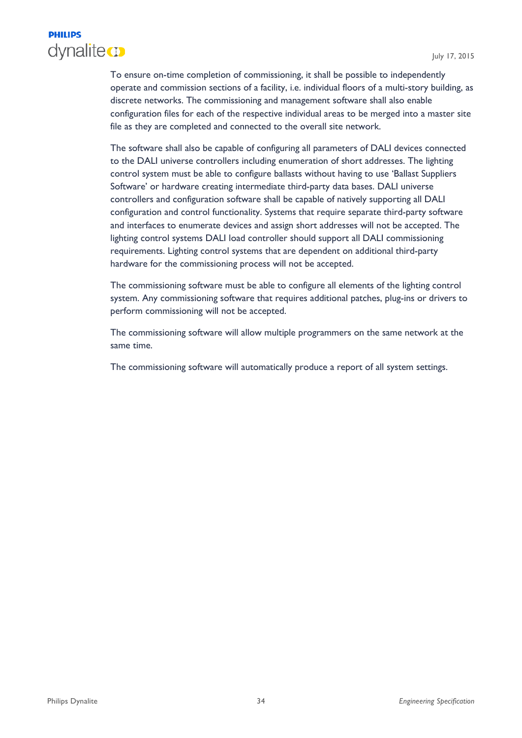To ensure on-time completion of commissioning, it shall be possible to independently operate and commission sections of a facility, i.e. individual floors of a multi-story building, as discrete networks. The commissioning and management software shall also enable configuration files for each of the respective individual areas to be merged into a master site file as they are completed and connected to the overall site network.

The software shall also be capable of configuring all parameters of DALI devices connected to the DALI universe controllers including enumeration of short addresses. The lighting control system must be able to configure ballasts without having to use 'Ballast Suppliers Software' or hardware creating intermediate third-party data bases. DALI universe controllers and configuration software shall be capable of natively supporting all DALI configuration and control functionality. Systems that require separate third-party software and interfaces to enumerate devices and assign short addresses will not be accepted. The lighting control systems DALI load controller should support all DALI commissioning requirements. Lighting control systems that are dependent on additional third-party hardware for the commissioning process will not be accepted.

The commissioning software must be able to configure all elements of the lighting control system. Any commissioning software that requires additional patches, plug-ins or drivers to perform commissioning will not be accepted.

The commissioning software will allow multiple programmers on the same network at the same time.

The commissioning software will automatically produce a report of all system settings.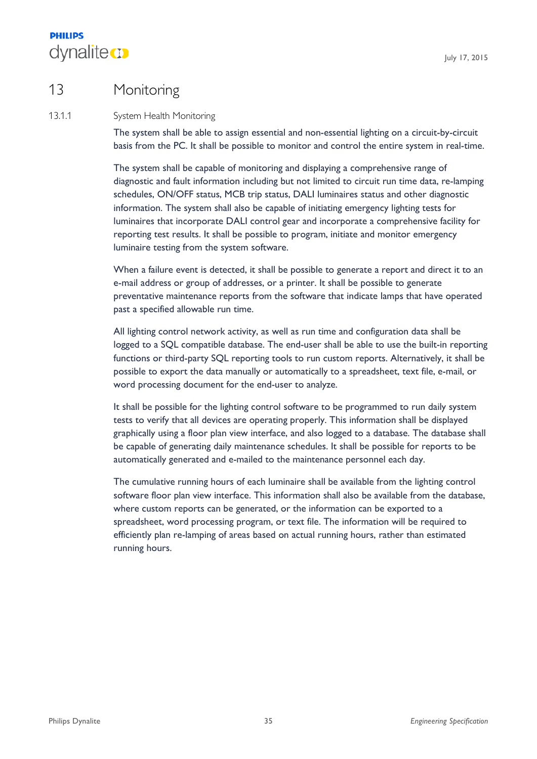# 13 Monitoring

## 13.1.1 System Health Monitoring

The system shall be able to assign essential and non-essential lighting on a circuit-by-circuit basis from the PC. It shall be possible to monitor and control the entire system in real-time.

The system shall be capable of monitoring and displaying a comprehensive range of diagnostic and fault information including but not limited to circuit run time data, re-lamping schedules, ON/OFF status, MCB trip status, DALI luminaires status and other diagnostic information. The system shall also be capable of initiating emergency lighting tests for luminaires that incorporate DALI control gear and incorporate a comprehensive facility for reporting test results. It shall be possible to program, initiate and monitor emergency luminaire testing from the system software.

When a failure event is detected, it shall be possible to generate a report and direct it to an e-mail address or group of addresses, or a printer. It shall be possible to generate preventative maintenance reports from the software that indicate lamps that have operated past a specified allowable run time.

All lighting control network activity, as well as run time and configuration data shall be logged to a SQL compatible database. The end-user shall be able to use the built-in reporting functions or third-party SQL reporting tools to run custom reports. Alternatively, it shall be possible to export the data manually or automatically to a spreadsheet, text file, e-mail, or word processing document for the end-user to analyze.

It shall be possible for the lighting control software to be programmed to run daily system tests to verify that all devices are operating properly. This information shall be displayed graphically using a floor plan view interface, and also logged to a database. The database shall be capable of generating daily maintenance schedules. It shall be possible for reports to be automatically generated and e-mailed to the maintenance personnel each day.

The cumulative running hours of each luminaire shall be available from the lighting control software floor plan view interface. This information shall also be available from the database, where custom reports can be generated, or the information can be exported to a spreadsheet, word processing program, or text file. The information will be required to efficiently plan re-lamping of areas based on actual running hours, rather than estimated running hours.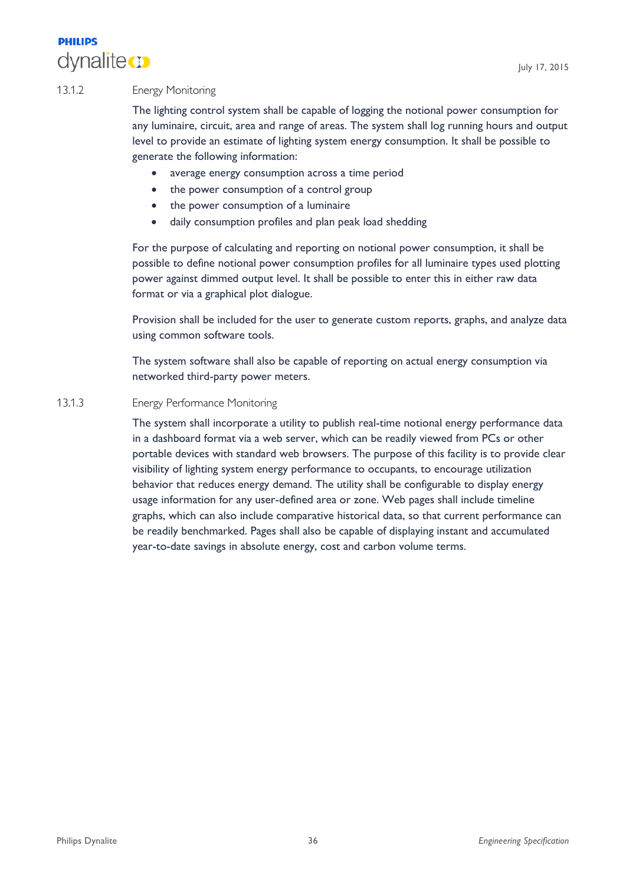### 13.1.2 Energy Monitoring

The lighting control system shall be capable of logging the notional power consumption for any luminaire, circuit, area and range of areas. The system shall log running hours and output level to provide an estimate of lighting system energy consumption. It shall be possible to generate the following information:

- average energy consumption across a time period
- the power consumption of a control group
- the power consumption of a luminaire
- daily consumption profiles and plan peak load shedding

For the purpose of calculating and reporting on notional power consumption, it shall be possible to define notional power consumption profiles for all luminaire types used plotting power against dimmed output level. It shall be possible to enter this in either raw data format or via a graphical plot dialogue.

Provision shall be included for the user to generate custom reports, graphs, and analyze data using common software tools.

The system software shall also be capable of reporting on actual energy consumption via networked third-party power meters.

### 13.1.3 Energy Performance Monitoring

The system shall incorporate a utility to publish real-time notional energy performance data in a dashboard format via a web server, which can be readily viewed from PCs or other portable devices with standard web browsers. The purpose of this facility is to provide clear visibility of lighting system energy performance to occupants, to encourage utilization behavior that reduces energy demand. The utility shall be configurable to display energy usage information for any user-defined area or zone. Web pages shall include timeline graphs, which can also include comparative historical data, so that current performance can be readily benchmarked. Pages shall also be capable of displaying instant and accumulated year-to-date savings in absolute energy, cost and carbon volume terms.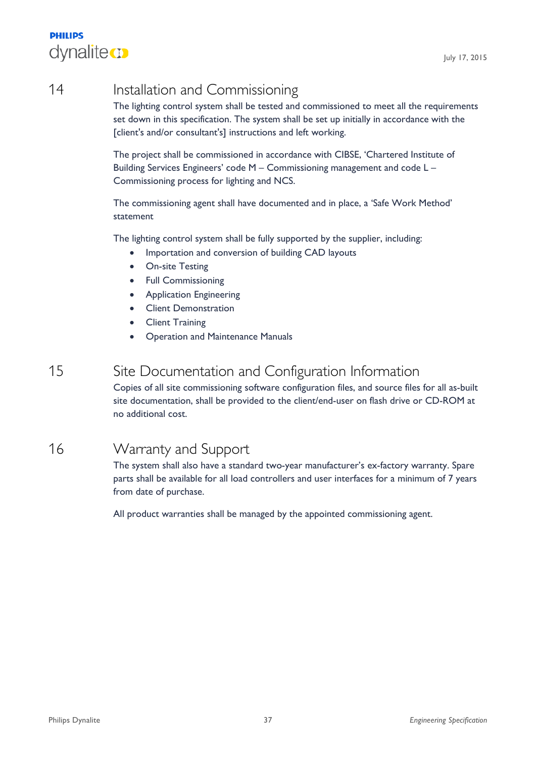## 14 Installation and Commissioning

The lighting control system shall be tested and commissioned to meet all the requirements set down in this specification. The system shall be set up initially in accordance with the [client's and/or consultant's] instructions and left working.

The project shall be commissioned in accordance with CIBSE, 'Chartered Institute of Building Services Engineers' code M – Commissioning management and code L – Commissioning process for lighting and NCS.

The commissioning agent shall have documented and in place, a 'Safe Work Method' statement

The lighting control system shall be fully supported by the supplier, including:

- Importation and conversion of building CAD layouts
- On-site Testing
- Full Commissioning
- Application Engineering
- Client Demonstration
- Client Training
- Operation and Maintenance Manuals

## 15 Site Documentation and Configuration Information

Copies of all site commissioning software configuration files, and source files for all as-built site documentation, shall be provided to the client/end-user on flash drive or CD-ROM at no additional cost.

## 16 Warranty and Support

The system shall also have a standard two-year manufacturer's ex-factory warranty. Spare parts shall be available for all load controllers and user interfaces for a minimum of 7 years from date of purchase.

All product warranties shall be managed by the appointed commissioning agent.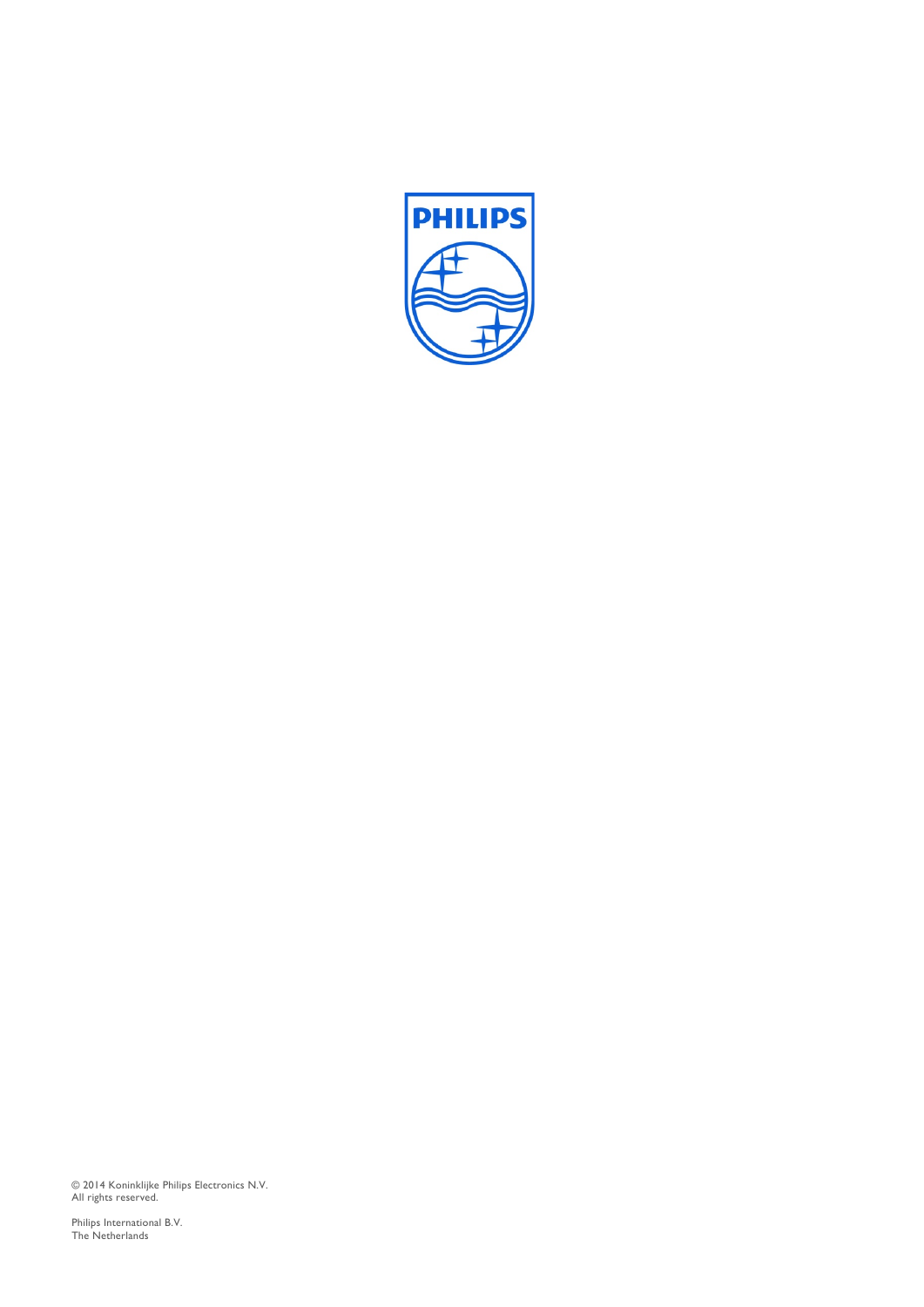PHILIPS

© 2014 Koninklijke Philips Electronics N.V.
All rights reserved.

Philips International B.V.
The Netherlands